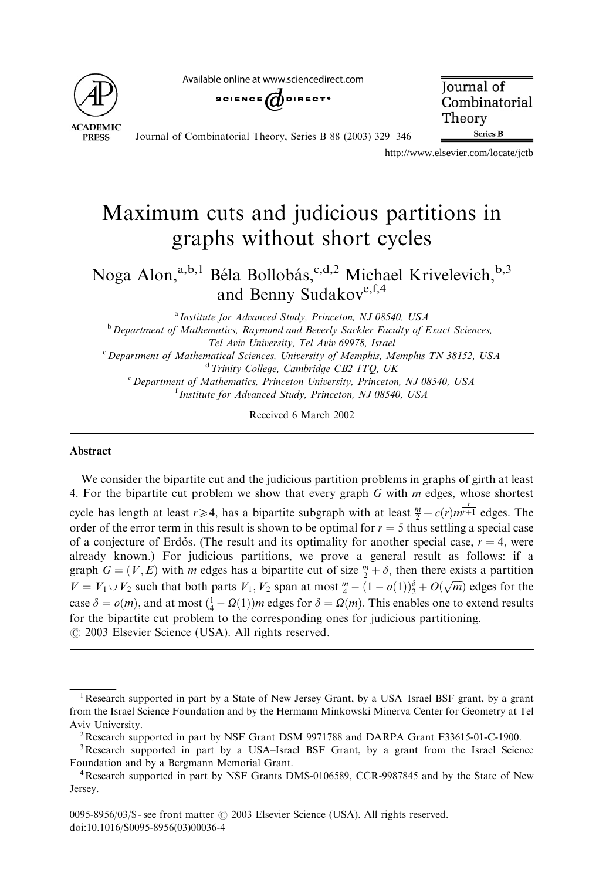# Maximum cuts and judicious partitions in graphs without short cycles

Noga Alon,[a,b,1] Béla Bollobás,[c,d,2] Michael Krivelevich,[b,3] and Benny Sudakov[e,f,4]

[a] *Institute for Advanced Study, Princeton, NJ 08540, USA*

[b] *Department of Mathematics, Raymond and Beverly Sackler Faculty of Exact Sciences, Tel Aviv University, Tel Aviv 69978, Israel*

[c] *Department of Mathematical Sciences, University of Memphis, Memphis TN 38152, USA*

[d] *Trinity College, Cambridge CB2 1TQ, UK*

[e] *Department of Mathematics, Princeton University, Princeton, NJ 08540, USA*

[f] *Institute for Advanced Study, Princeton, NJ 08540, USA*

Received 6 March 2002

## Abstract

We consider the bipartite cut and the judicious partition problems in graphs of girth at least 4. For the bipartite cut problem we show that every graph $G$ with $m$ edges, whose shortest cycle has length at least $r\geqslant 4$, has a bipartite subgraph with at least $\frac{m}{2}+c(r)m^{\frac{r}{r+1}}$ edges. The order of the error term in this result is shown to be optimal for $r=5$ thus settling a special case of a conjecture of Erdős. (The result and its optimality for another special case, $r=4$, were already known.) For judicious partitions, we prove a general result as follows: if a graph $G=(V,E)$ with $m$ edges has a bipartite cut of size $\frac{m}{2}+\delta$, then there exists a partition $V=V_1\cup V_2$ such that both parts $V_1, V_2$ span at most $\frac{m}{4}-(1-o(1))\frac{\delta}{2}+O(\sqrt{m})$ edges for the case $\delta=o(m)$, and at most $(\frac{1}{4}-\Omega(1))m$ edges for $\delta=\Omega(m)$. This enables one to extend results for the bipartite cut problem to the corresponding ones for judicious partitioning.

© 2003 Elsevier Science (USA). All rights reserved.

---

[1] Research supported in part by a State of New Jersey Grant, by a USA–Israel BSF grant, by a grant from the Israel Science Foundation and by the Hermann Minkowski Minerva Center for Geometry at Tel Aviv University.

[2] Research supported in part by NSF Grant DSM 9971788 and DARPA Grant F33615-01-C-1900.

[3] Research supported in part by a USA–Israel BSF Grant, by a grant from the Israel Science Foundation and by a Bergmann Memorial Grant.

[4] Research supported in part by NSF Grants DMS-0106589, CCR-9987845 and by the State of New Jersey.

0095-8956/03/$ - see front matter © 2003 Elsevier Science (USA). All rights reserved.
doi:10.1016/S0095-8956(03)00036-4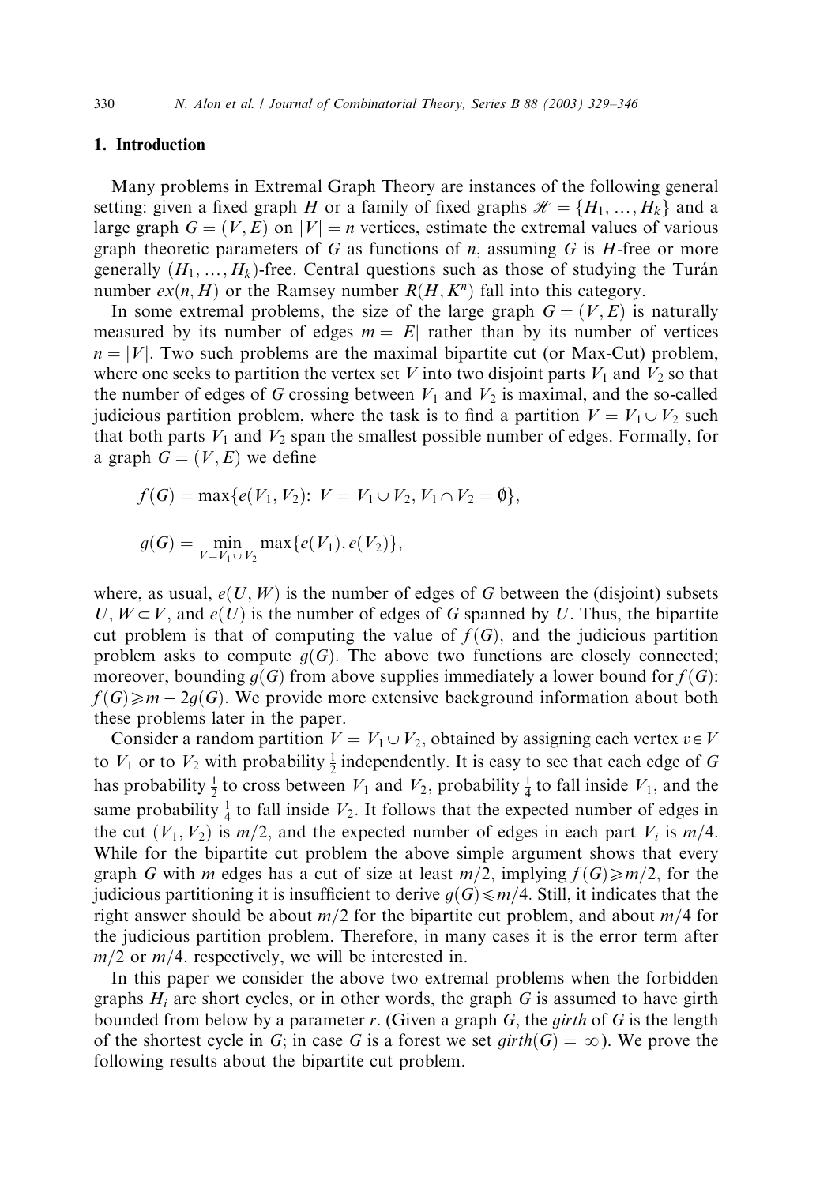## 1. Introduction

Many problems in Extremal Graph Theory are instances of the following general setting: given a fixed graph $H$ or a family of fixed graphs $\mathscr{H} = \{H_1, \ldots, H_k\}$ and a large graph $G = (V, E)$ on $|V| = n$ vertices, estimate the extremal values of various graph theoretic parameters of $G$ as functions of $n$, assuming $G$ is $H$-free or more generally $(H_1, \ldots, H_k)$-free. Central questions such as those of studying the Turán number $ex(n, H)$ or the Ramsey number $R(H, K^n)$ fall into this category.

In some extremal problems, the size of the large graph $G = (V, E)$ is naturally measured by its number of edges $m = |E|$ rather than by its number of vertices $n = |V|$. Two such problems are the maximal bipartite cut (or Max-Cut) problem, where one seeks to partition the vertex set $V$ into two disjoint parts $V_1$ and $V_2$ so that the number of edges of $G$ crossing between $V_1$ and $V_2$ is maximal, and the so-called judicious partition problem, where the task is to find a partition $V = V_1 \cup V_2$ such that both parts $V_1$ and $V_2$ span the smallest possible number of edges. Formally, for a graph $G = (V, E)$ we define

$$f(G) = \max\{e(V_1, V_2):\ V = V_1 \cup V_2, V_1 \cap V_2 = \emptyset\},$$

$$g(G) = \min_{V = V_1 \cup V_2} \max\{e(V_1), e(V_2)\},$$

where, as usual, $e(U, W)$ is the number of edges of $G$ between the (disjoint) subsets $U, W \subset V$, and $e(U)$ is the number of edges of $G$ spanned by $U$. Thus, the bipartite cut problem is that of computing the value of $f(G)$, and the judicious partition problem asks to compute $g(G)$. The above two functions are closely connected; moreover, bounding $g(G)$ from above supplies immediately a lower bound for $f(G)$: $f(G) \geqslant m - 2g(G)$. We provide more extensive background information about both these problems later in the paper.

Consider a random partition $V = V_1 \cup V_2$, obtained by assigning each vertex $v \in V$ to $V_1$ or to $V_2$ with probability $\frac{1}{2}$ independently. It is easy to see that each edge of $G$ has probability $\frac{1}{2}$ to cross between $V_1$ and $V_2$, probability $\frac{1}{4}$ to fall inside $V_1$, and the same probability $\frac{1}{4}$ to fall inside $V_2$. It follows that the expected number of edges in the cut $(V_1, V_2)$ is $m/2$, and the expected number of edges in each part $V_i$ is $m/4$. While for the bipartite cut problem the above simple argument shows that every graph $G$ with $m$ edges has a cut of size at least $m/2$, implying $f(G) \geqslant m/2$, for the judicious partitioning it is insufficient to derive $g(G) \leqslant m/4$. Still, it indicates that the right answer should be about $m/2$ for the bipartite cut problem, and about $m/4$ for the judicious partition problem. Therefore, in many cases it is the error term after $m/2$ or $m/4$, respectively, we will be interested in.

In this paper we consider the above two extremal problems when the forbidden graphs $H_i$ are short cycles, or in other words, the graph $G$ is assumed to have girth bounded from below by a parameter $r$. (Given a graph $G$, the *girth* of $G$ is the length of the shortest cycle in $G$; in case $G$ is a forest we set $girth(G) = \infty$). We prove the following results about the bipartite cut problem.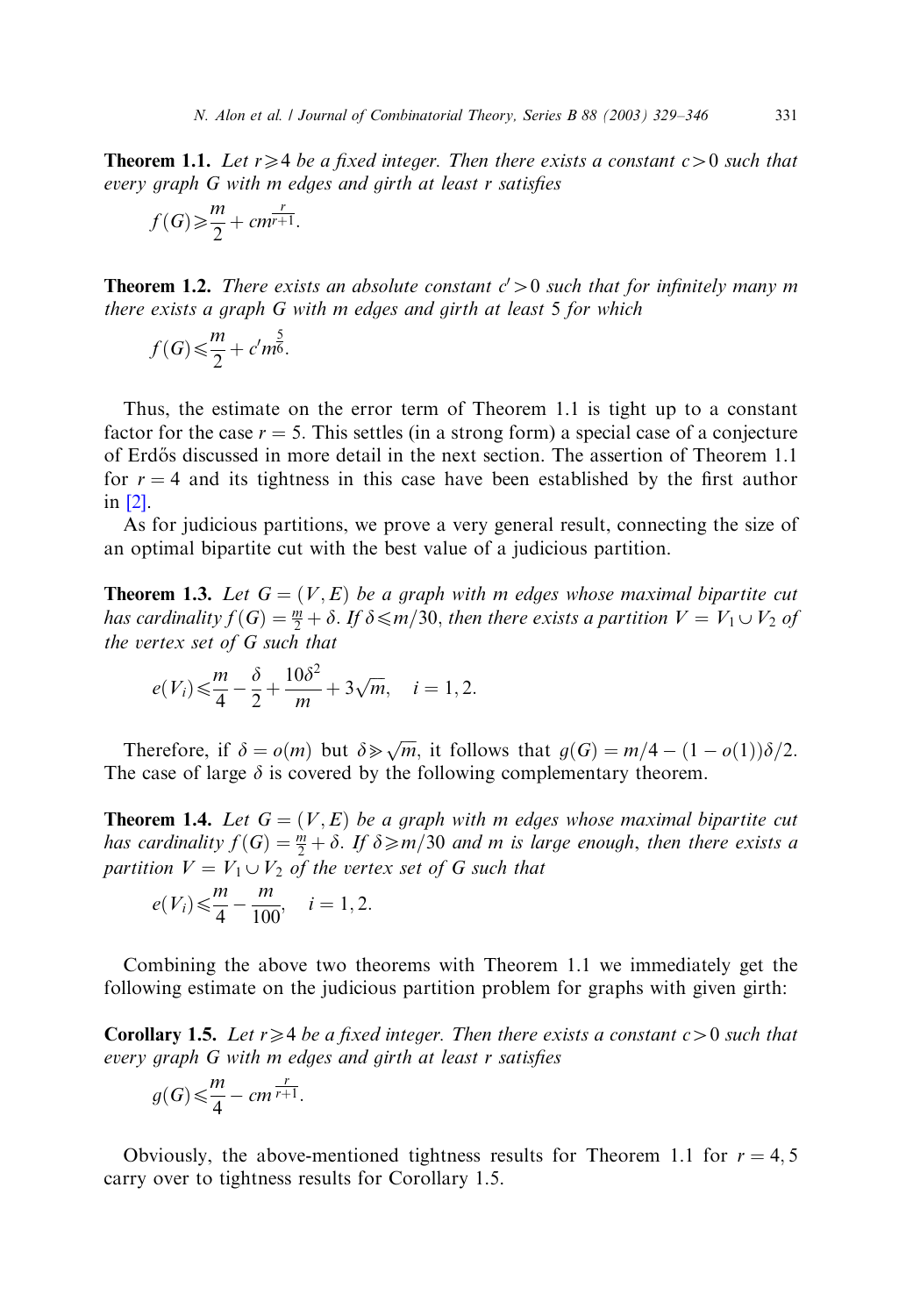**Theorem 1.1.** *Let $r \geqslant 4$ be a fixed integer. Then there exists a constant $c > 0$ such that every graph $G$ with $m$ edges and girth at least $r$ satisfies*

$$f(G) \geqslant \frac{m}{2} + cm^{\frac{r}{r+1}}.$$

**Theorem 1.2.** *There exists an absolute constant $c' > 0$ such that for infinitely many $m$ there exists a graph $G$ with $m$ edges and girth at least 5 for which*

$$f(G) \leqslant \frac{m}{2} + c' m^{\frac{5}{6}}.$$

Thus, the estimate on the error term of Theorem 1.1 is tight up to a constant factor for the case $r = 5$. This settles (in a strong form) a special case of a conjecture of Erdős discussed in more detail in the next section. The assertion of Theorem 1.1 for $r = 4$ and its tightness in this case have been established by the first author in [2].

As for judicious partitions, we prove a very general result, connecting the size of an optimal bipartite cut with the best value of a judicious partition.

**Theorem 1.3.** *Let $G = (V, E)$ be a graph with $m$ edges whose maximal bipartite cut has cardinality $f(G) = \frac{m}{2} + \delta$. If $\delta \leqslant m/30$, then there exists a partition $V = V_1 \cup V_2$ of the vertex set of $G$ such that*

$$e(V_i) \leqslant \frac{m}{4} - \frac{\delta}{2} + \frac{10\delta^2}{m} + 3\sqrt{m}, \quad i = 1, 2.$$

Therefore, if $\delta = o(m)$ but $\delta \gg \sqrt{m}$, it follows that $g(G) = m/4 - (1 - o(1))\delta/2$. The case of large $\delta$ is covered by the following complementary theorem.

**Theorem 1.4.** *Let $G = (V, E)$ be a graph with $m$ edges whose maximal bipartite cut has cardinality $f(G) = \frac{m}{2} + \delta$. If $\delta \geqslant m/30$ and $m$ is large enough, then there exists a partition $V = V_1 \cup V_2$ of the vertex set of $G$ such that*

$$e(V_i) \leqslant \frac{m}{4} - \frac{m}{100}, \quad i = 1, 2.$$

Combining the above two theorems with Theorem 1.1 we immediately get the following estimate on the judicious partition problem for graphs with given girth:

**Corollary 1.5.** *Let $r \geqslant 4$ be a fixed integer. Then there exists a constant $c > 0$ such that every graph $G$ with $m$ edges and girth at least $r$ satisfies*

$$g(G) \leqslant \frac{m}{4} - cm^{\frac{r}{r+1}}.$$

Obviously, the above-mentioned tightness results for Theorem 1.1 for $r = 4, 5$ carry over to tightness results for Corollary 1.5.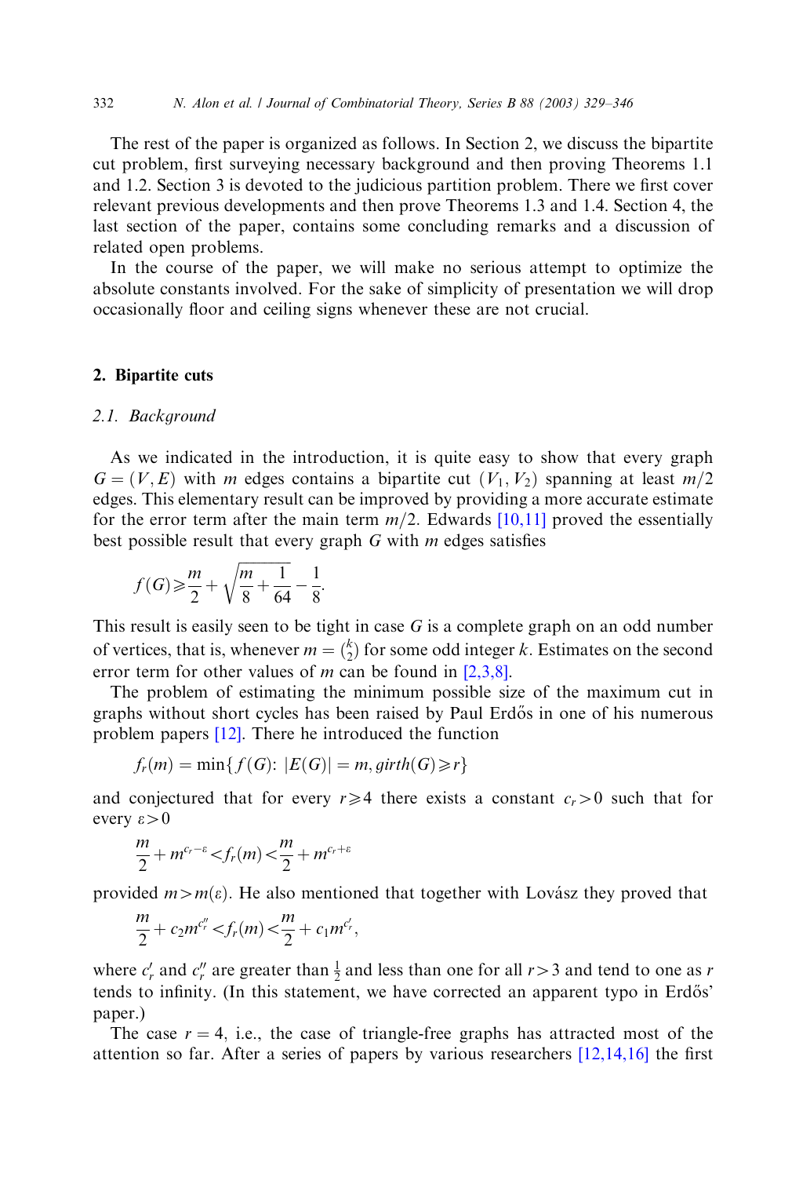The rest of the paper is organized as follows. In Section 2, we discuss the bipartite cut problem, first surveying necessary background and then proving Theorems 1.1 and 1.2. Section 3 is devoted to the judicious partition problem. There we first cover relevant previous developments and then prove Theorems 1.3 and 1.4. Section 4, the last section of the paper, contains some concluding remarks and a discussion of related open problems.

In the course of the paper, we will make no serious attempt to optimize the absolute constants involved. For the sake of simplicity of presentation we will drop occasionally floor and ceiling signs whenever these are not crucial.

## 2. Bipartite cuts

### 2.1. Background

As we indicated in the introduction, it is quite easy to show that every graph $G = (V, E)$ with $m$ edges contains a bipartite cut $(V_1, V_2)$ spanning at least $m/2$ edges. This elementary result can be improved by providing a more accurate estimate for the error term after the main term $m/2$. Edwards [10,11] proved the essentially best possible result that every graph $G$ with $m$ edges satisfies

$$f(G) \geqslant \frac{m}{2} + \sqrt{\frac{m}{8} + \frac{1}{64}} - \frac{1}{8}.$$

This result is easily seen to be tight in case $G$ is a complete graph on an odd number of vertices, that is, whenever $m = \binom{k}{2}$ for some odd integer $k$. Estimates on the second error term for other values of $m$ can be found in [2,3,8].

The problem of estimating the minimum possible size of the maximum cut in graphs without short cycles has been raised by Paul Erdős in one of his numerous problem papers [12]. There he introduced the function

$$f_r(m) = \min\{f(G)\colon\, |E(G)| = m, girth(G) \geqslant r\}$$

and conjectured that for every $r \geqslant 4$ there exists a constant $c_r > 0$ such that for every $\varepsilon > 0$

$$\frac{m}{2} + m^{c_r - \varepsilon} < f_r(m) < \frac{m}{2} + m^{c_r + \varepsilon}$$

provided $m > m(\varepsilon)$. He also mentioned that together with Lovász they proved that

$$\frac{m}{2} + c_2 m^{c_r''} < f_r(m) < \frac{m}{2} + c_1 m^{c_r'},$$

where $c_r'$ and $c_r''$ are greater than $\frac{1}{2}$ and less than one for all $r > 3$ and tend to one as $r$ tends to infinity. (In this statement, we have corrected an apparent typo in Erdős' paper.)

The case $r = 4$, i.e., the case of triangle-free graphs has attracted most of the attention so far. After a series of papers by various researchers [12,14,16] the first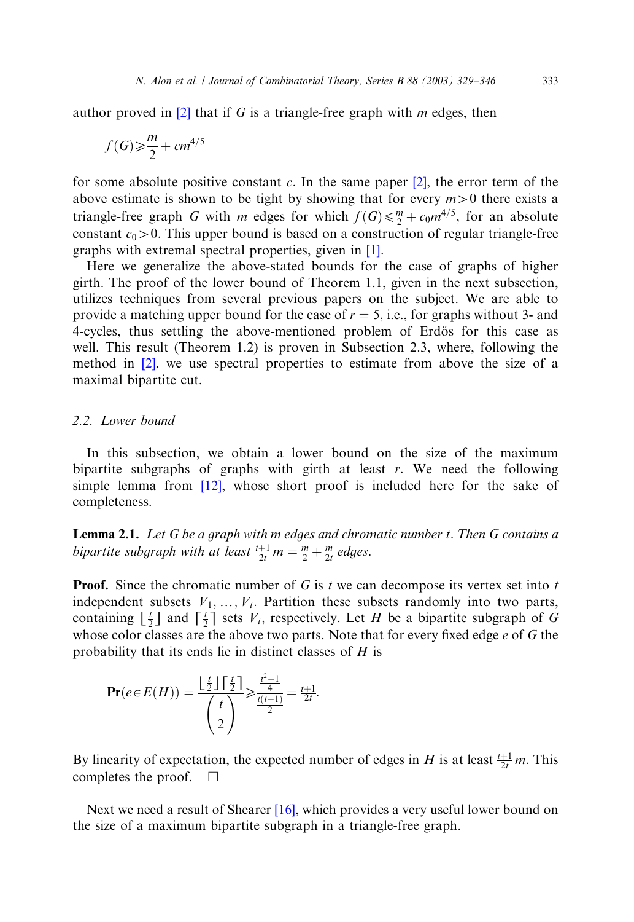author proved in [2] that if $G$ is a triangle-free graph with $m$ edges, then

$$f(G) \geqslant \frac{m}{2} + cm^{4/5}$$

for some absolute positive constant $c$. In the same paper [2], the error term of the above estimate is shown to be tight by showing that for every $m > 0$ there exists a triangle-free graph $G$ with $m$ edges for which $f(G) \leqslant \frac{m}{2} + c_0 m^{4/5}$, for an absolute constant $c_0 > 0$. This upper bound is based on a construction of regular triangle-free graphs with extremal spectral properties, given in [1].

Here we generalize the above-stated bounds for the case of graphs of higher girth. The proof of the lower bound of Theorem 1.1, given in the next subsection, utilizes techniques from several previous papers on the subject. We are able to provide a matching upper bound for the case of $r = 5$, i.e., for graphs without 3- and 4-cycles, thus settling the above-mentioned problem of Erdős for this case as well. This result (Theorem 1.2) is proven in Subsection 2.3, where, following the method in [2], we use spectral properties to estimate from above the size of a maximal bipartite cut.

### 2.2. Lower bound

In this subsection, we obtain a lower bound on the size of the maximum bipartite subgraphs of graphs with girth at least $r$. We need the following simple lemma from [12], whose short proof is included here for the sake of completeness.

**Lemma 2.1.** *Let $G$ be a graph with $m$ edges and chromatic number $t$. Then $G$ contains a bipartite subgraph with at least $\frac{t+1}{2t}m = \frac{m}{2} + \frac{m}{2t}$ edges.*

**Proof.** Since the chromatic number of $G$ is $t$ we can decompose its vertex set into $t$ independent subsets $V_1, \dots, V_t$. Partition these subsets randomly into two parts, containing $\lfloor \frac{t}{2} \rfloor$ and $\lceil \frac{t}{2} \rceil$ sets $V_i$, respectively. Let $H$ be a bipartite subgraph of $G$ whose color classes are the above two parts. Note that for every fixed edge $e$ of $G$ the probability that its ends lie in distinct classes of $H$ is

$$\mathbf{Pr}(e \in E(H)) = \frac{\lfloor \frac{t}{2} \rfloor \lceil \frac{t}{2} \rceil}{\binom{t}{2}} \geqslant \frac{\frac{t^2-1}{4}}{\frac{t(t-1)}{2}} = \frac{t+1}{2t}.$$

By linearity of expectation, the expected number of edges in $H$ is at least $\frac{t+1}{2t}m$. This completes the proof. $\square$

Next we need a result of Shearer [16], which provides a very useful lower bound on the size of a maximum bipartite subgraph in a triangle-free graph.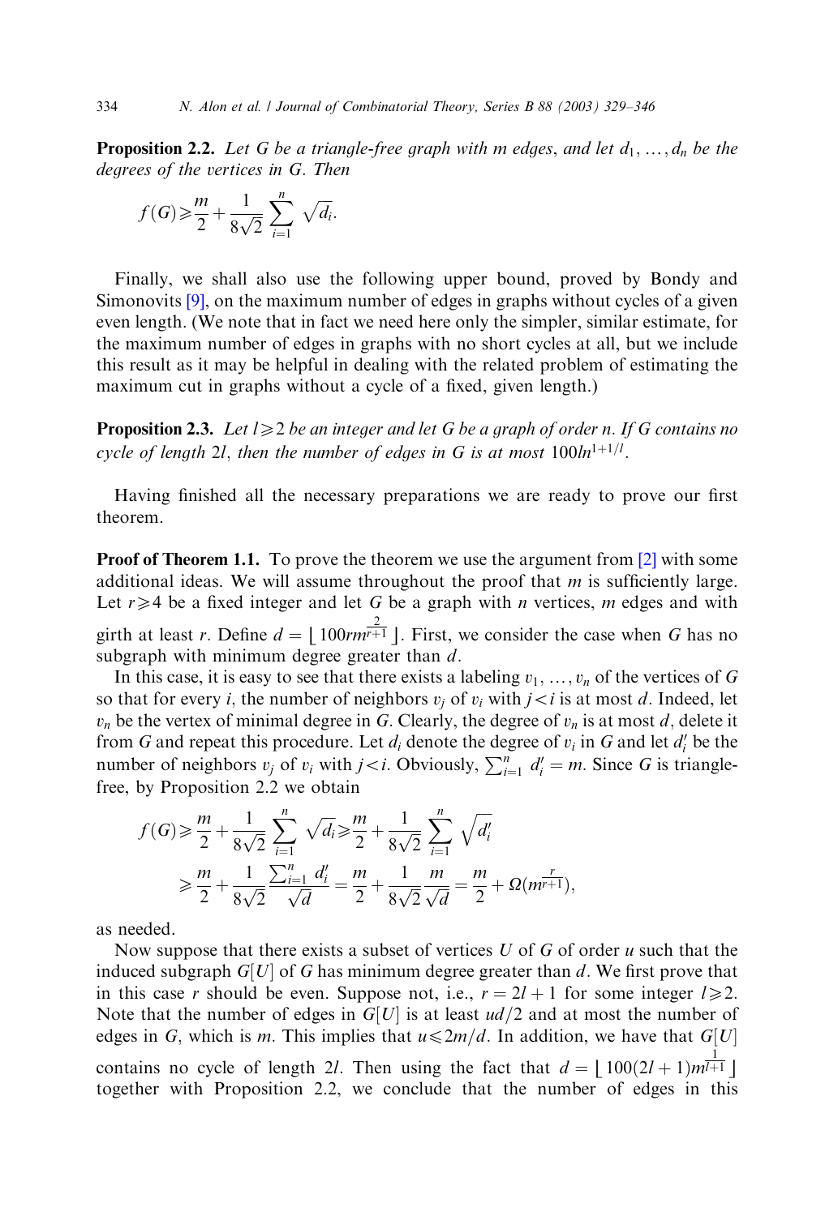**Proposition 2.2.** *Let $G$ be a triangle-free graph with $m$ edges, and let $d_1, \ldots, d_n$ be the degrees of the vertices in $G$. Then*

$$f(G) \geqslant \frac{m}{2} + \frac{1}{8\sqrt{2}} \sum_{i=1}^{n} \sqrt{d_i}.$$

Finally, we shall also use the following upper bound, proved by Bondy and Simonovits [9], on the maximum number of edges in graphs without cycles of a given even length. (We note that in fact we need here only the simpler, similar estimate, for the maximum number of edges in graphs with no short cycles at all, but we include this result as it may be helpful in dealing with the related problem of estimating the maximum cut in graphs without a cycle of a fixed, given length.)

**Proposition 2.3.** *Let $l \geqslant 2$ be an integer and let $G$ be a graph of order $n$. If $G$ contains no cycle of length $2l$, then the number of edges in $G$ is at most $100ln^{1+1/l}$.*

Having finished all the necessary preparations we are ready to prove our first theorem.

**Proof of Theorem 1.1.** To prove the theorem we use the argument from [2] with some additional ideas. We will assume throughout the proof that $m$ is sufficiently large. Let $r \geqslant 4$ be a fixed integer and let $G$ be a graph with $n$ vertices, $m$ edges and with girth at least $r$. Define $d = \lfloor 100rm^{\frac{2}{r+1}} \rfloor$. First, we consider the case when $G$ has no subgraph with minimum degree greater than $d$.

In this case, it is easy to see that there exists a labeling $v_1, \ldots, v_n$ of the vertices of $G$ so that for every $i$, the number of neighbors $v_j$ of $v_i$ with $j < i$ is at most $d$. Indeed, let $v_n$ be the vertex of minimal degree in $G$. Clearly, the degree of $v_n$ is at most $d$, delete it from $G$ and repeat this procedure. Let $d_i$ denote the degree of $v_i$ in $G$ and let $d'_i$ be the number of neighbors $v_j$ of $v_i$ with $j < i$. Obviously, $\sum_{i=1}^{n} d'_i = m$. Since $G$ is triangle-free, by Proposition 2.2 we obtain

$$\begin{aligned} f(G) &\geqslant \frac{m}{2} + \frac{1}{8\sqrt{2}} \sum_{i=1}^{n} \sqrt{d_i} \geqslant \frac{m}{2} + \frac{1}{8\sqrt{2}} \sum_{i=1}^{n} \sqrt{d'_i} \\ &\geqslant \frac{m}{2} + \frac{1}{8\sqrt{2}} \frac{\sum_{i=1}^{n} d'_i}{\sqrt{d}} = \frac{m}{2} + \frac{1}{8\sqrt{2}} \frac{m}{\sqrt{d}} = \frac{m}{2} + \Omega(m^{\frac{r}{r+1}}), \end{aligned}$$

as needed.

Now suppose that there exists a subset of vertices $U$ of $G$ of order $u$ such that the induced subgraph $G[U]$ of $G$ has minimum degree greater than $d$. We first prove that in this case $r$ should be even. Suppose not, i.e., $r = 2l + 1$ for some integer $l \geqslant 2$. Note that the number of edges in $G[U]$ is at least $ud/2$ and at most the number of edges in $G$, which is $m$. This implies that $u \leqslant 2m/d$. In addition, we have that $G[U]$ contains no cycle of length $2l$. Then using the fact that $d = \lfloor 100(2l+1)m^{\frac{1}{l+1}} \rfloor$ together with Proposition 2.2, we conclude that the number of edges in this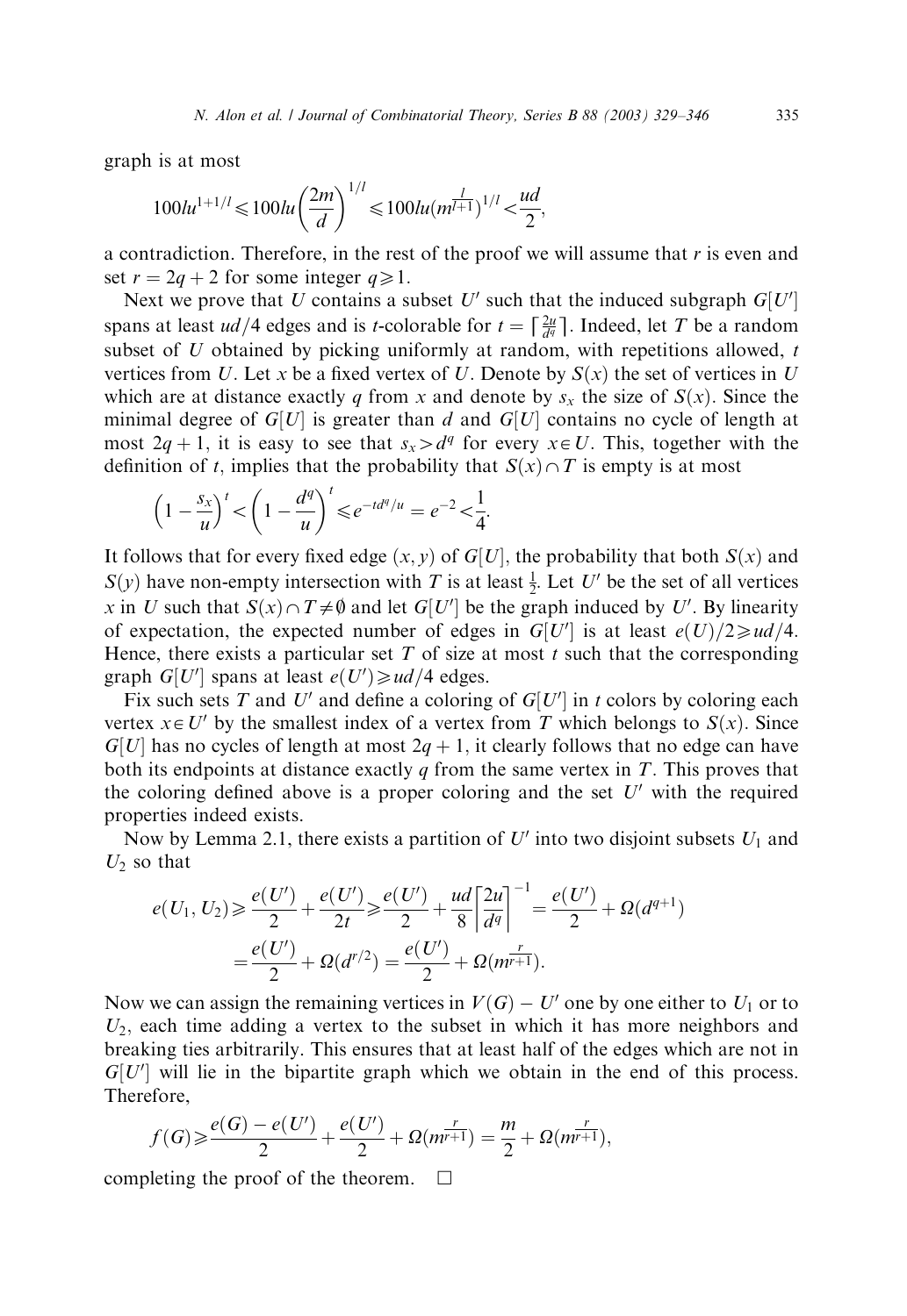graph is at most

$$100lu^{1+1/l} \leqslant 100lu\left(\frac{2m}{d}\right)^{1/l} \leqslant 100lu(m^{\frac{l}{l+1}})^{1/l} < \frac{ud}{2},$$

a contradiction. Therefore, in the rest of the proof we will assume that $r$ is even and set $r = 2q + 2$ for some integer $q \geqslant 1$.

Next we prove that $U$ contains a subset $U'$ such that the induced subgraph $G[U']$ spans at least $ud/4$ edges and is $t$-colorable for $t = \lceil \frac{2u}{d^q} \rceil$. Indeed, let $T$ be a random subset of $U$ obtained by picking uniformly at random, with repetitions allowed, $t$ vertices from $U$. Let $x$ be a fixed vertex of $U$. Denote by $S(x)$ the set of vertices in $U$ which are at distance exactly $q$ from $x$ and denote by $s_x$ the size of $S(x)$. Since the minimal degree of $G[U]$ is greater than $d$ and $G[U]$ contains no cycle of length at most $2q+1$, it is easy to see that $s_x > d^q$ for every $x \in U$. This, together with the definition of $t$, implies that the probability that $S(x) \cap T$ is empty is at most

$$\left(1 - \frac{s_x}{u}\right)^t < \left(1 - \frac{d^q}{u}\right)^t \leqslant e^{-td^q/u} = e^{-2} < \frac{1}{4}.$$

It follows that for every fixed edge $(x, y)$ of $G[U]$, the probability that both $S(x)$ and $S(y)$ have non-empty intersection with $T$ is at least $\frac{1}{2}$. Let $U'$ be the set of all vertices $x$ in $U$ such that $S(x) \cap T \neq \emptyset$ and let $G[U']$ be the graph induced by $U'$. By linearity of expectation, the expected number of edges in $G[U']$ is at least $e(U)/2 \geqslant ud/4$. Hence, there exists a particular set $T$ of size at most $t$ such that the corresponding graph $G[U']$ spans at least $e(U') \geqslant ud/4$ edges.

Fix such sets $T$ and $U'$ and define a coloring of $G[U']$ in $t$ colors by coloring each vertex $x \in U'$ by the smallest index of a vertex from $T$ which belongs to $S(x)$. Since $G[U]$ has no cycles of length at most $2q+1$, it clearly follows that no edge can have both its endpoints at distance exactly $q$ from the same vertex in $T$. This proves that the coloring defined above is a proper coloring and the set $U'$ with the required properties indeed exists.

Now by Lemma 2.1, there exists a partition of $U'$ into two disjoint subsets $U_1$ and $U_2$ so that

$$\begin{aligned} e(U_1, U_2) &\geqslant \frac{e(U')}{2} + \frac{e(U')}{2t} \geqslant \frac{e(U')}{2} + \frac{ud}{8}\left\lceil \frac{2u}{d^q} \right\rceil^{-1} = \frac{e(U')}{2} + \Omega(d^{q+1}) \\ &= \frac{e(U')}{2} + \Omega(d^{r/2}) = \frac{e(U')}{2} + \Omega(m^{\frac{r}{r+1}}). \end{aligned}$$

Now we can assign the remaining vertices in $V(G) - U'$ one by one either to $U_1$ or to $U_2$, each time adding a vertex to the subset in which it has more neighbors and breaking ties arbitrarily. This ensures that at least half of the edges which are not in $G[U']$ will lie in the bipartite graph which we obtain in the end of this process. Therefore,

$$f(G) \geqslant \frac{e(G) - e(U')}{2} + \frac{e(U')}{2} + \Omega(m^{\frac{r}{r+1}}) = \frac{m}{2} + \Omega(m^{\frac{r}{r+1}}),$$

completing the proof of the theorem. $\square$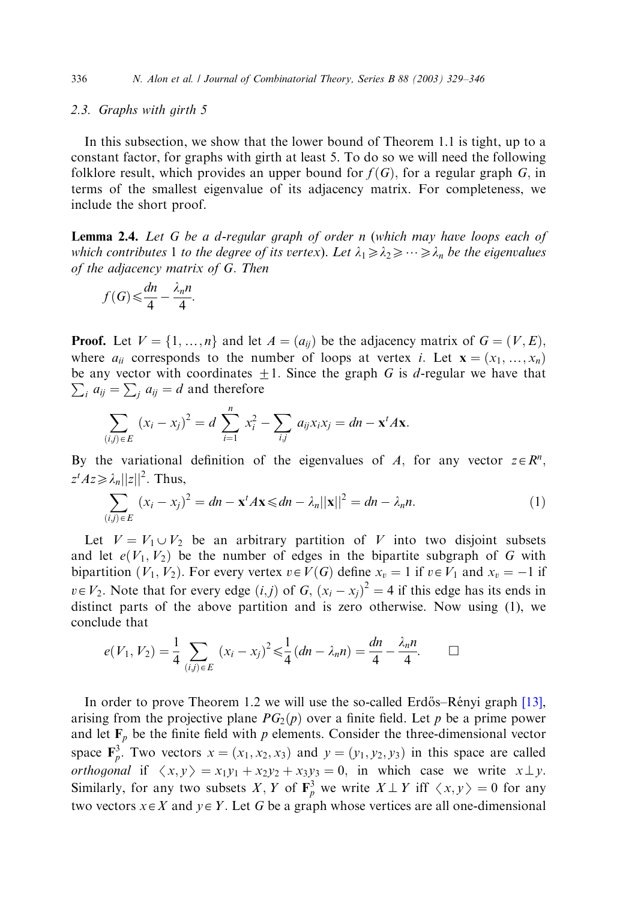### 2.3. Graphs with girth 5

In this subsection, we show that the lower bound of Theorem 1.1 is tight, up to a constant factor, for graphs with girth at least 5. To do so we will need the following folklore result, which provides an upper bound for $f(G)$, for a regular graph $G$, in terms of the smallest eigenvalue of its adjacency matrix. For completeness, we include the short proof.

**Lemma 2.4.** *Let $G$ be a $d$-regular graph of order $n$ (which may have loops each of which contributes 1 to the degree of its vertex). Let $\lambda_1 \geqslant \lambda_2 \geqslant \cdots \geqslant \lambda_n$ be the eigenvalues of the adjacency matrix of $G$. Then*

$$f(G) \leqslant \frac{dn}{4} - \frac{\lambda_n n}{4}.$$

**Proof.** Let $V = \{1, \ldots, n\}$ and let $A = (a_{ij})$ be the adjacency matrix of $G = (V, E)$, where $a_{ii}$ corresponds to the number of loops at vertex $i$. Let $\mathbf{x} = (x_1, \ldots, x_n)$ be any vector with coordinates $\pm 1$. Since the graph $G$ is $d$-regular we have that $\sum_i a_{ij} = \sum_j a_{ij} = d$ and therefore

$$\sum_{(i,j) \in E} (x_i - x_j)^2 = d \sum_{i=1}^{n} x_i^2 - \sum_{i,j} a_{ij} x_i x_j = dn - \mathbf{x}^t A \mathbf{x}.$$

By the variational definition of the eigenvalues of $A$, for any vector $z \in R^n$, $z^t A z \geqslant \lambda_n ||z||^2$. Thus,

$$\sum_{(i,j) \in E} (x_i - x_j)^2 = dn - \mathbf{x}^t A \mathbf{x} \leqslant dn - \lambda_n ||\mathbf{x}||^2 = dn - \lambda_n n. \tag{1}$$

Let $V = V_1 \cup V_2$ be an arbitrary partition of $V$ into two disjoint subsets and let $e(V_1, V_2)$ be the number of edges in the bipartite subgraph of $G$ with bipartition $(V_1, V_2)$. For every vertex $v \in V(G)$ define $x_v = 1$ if $v \in V_1$ and $x_v = -1$ if $v \in V_2$. Note that for every edge $(i,j)$ of $G$, $(x_i - x_j)^2 = 4$ if this edge has its ends in distinct parts of the above partition and is zero otherwise. Now using (1), we conclude that

$$e(V_1, V_2) = \frac{1}{4} \sum_{(i,j) \in E} (x_i - x_j)^2 \leqslant \frac{1}{4}(dn - \lambda_n n) = \frac{dn}{4} - \frac{\lambda_n n}{4}. \qquad \square$$

In order to prove Theorem 1.2 we will use the so-called Erdős–Rényi graph [13], arising from the projective plane $PG_2(p)$ over a finite field. Let $p$ be a prime power and let $\mathbf{F}_p$ be the finite field with $p$ elements. Consider the three-dimensional vector space $\mathbf{F}_p^3$. Two vectors $x = (x_1, x_2, x_3)$ and $y = (y_1, y_2, y_3)$ in this space are called *orthogonal* if $\langle x, y \rangle = x_1 y_1 + x_2 y_2 + x_3 y_3 = 0$, in which case we write $x \perp y$. Similarly, for any two subsets $X, Y$ of $\mathbf{F}_p^3$ we write $X \perp Y$ iff $\langle x, y \rangle = 0$ for any two vectors $x \in X$ and $y \in Y$. Let $G$ be a graph whose vertices are all one-dimensional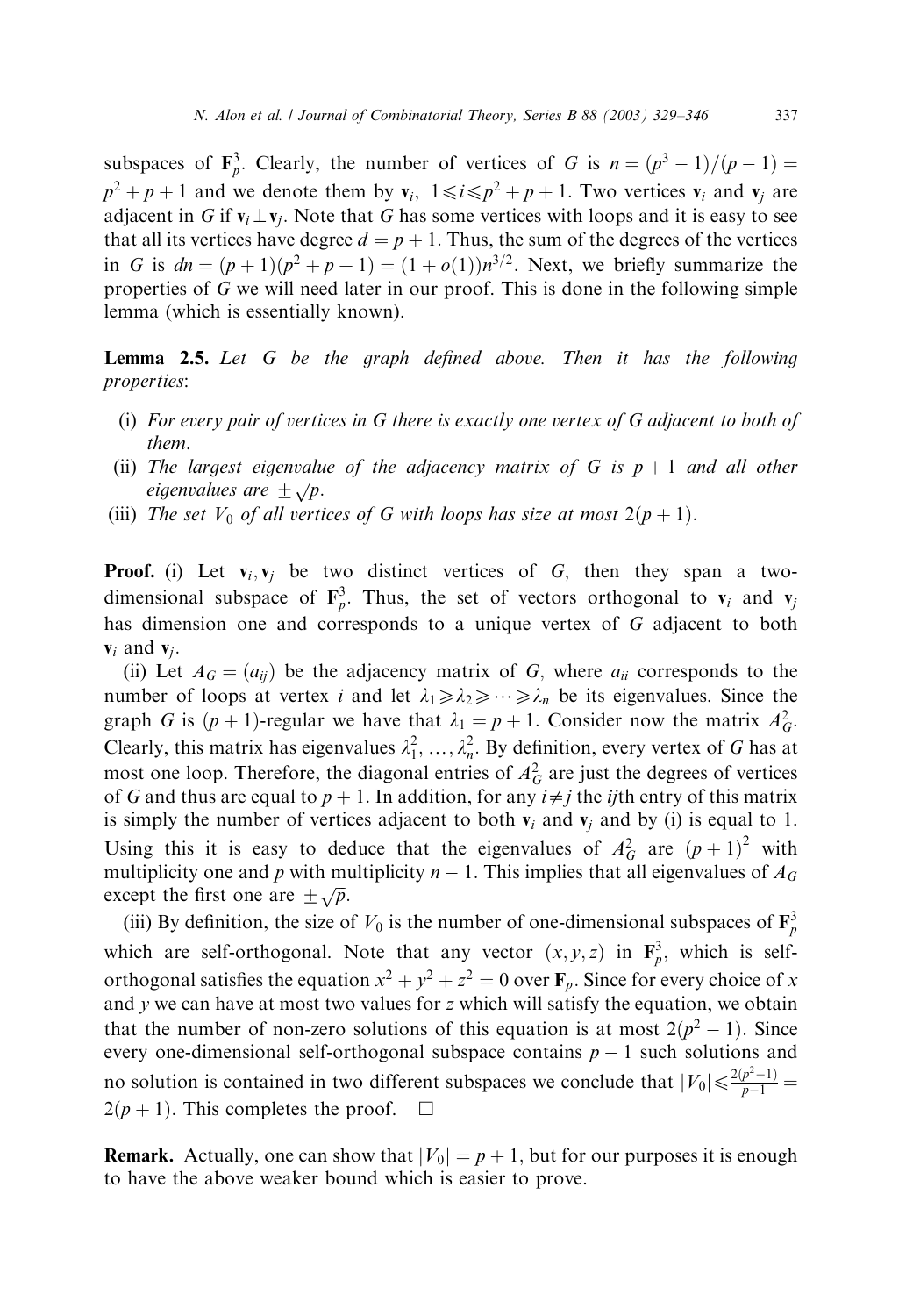subspaces of $\mathbf{F}_p^3$. Clearly, the number of vertices of $G$ is $n = (p^3 - 1)/(p - 1) = p^2 + p + 1$ and we denote them by $\mathbf{v}_i$, $1 \leqslant i \leqslant p^2 + p + 1$. Two vertices $\mathbf{v}_i$ and $\mathbf{v}_j$ are adjacent in $G$ if $\mathbf{v}_i \perp \mathbf{v}_j$. Note that $G$ has some vertices with loops and it is easy to see that all its vertices have degree $d = p + 1$. Thus, the sum of the degrees of the vertices in $G$ is $dn = (p+1)(p^2 + p + 1) = (1 + o(1))n^{3/2}$. Next, we briefly summarize the properties of $G$ we will need later in our proof. This is done in the following simple lemma (which is essentially known).

**Lemma 2.5.** *Let $G$ be the graph defined above. Then it has the following properties*:

(i) *For every pair of vertices in $G$ there is exactly one vertex of $G$ adjacent to both of them.*

(ii) *The largest eigenvalue of the adjacency matrix of $G$ is $p + 1$ and all other eigenvalues are $\pm\sqrt{p}$.*

(iii) *The set $V_0$ of all vertices of $G$ with loops has size at most $2(p + 1)$.*

**Proof.** (i) Let $\mathbf{v}_i, \mathbf{v}_j$ be two distinct vertices of $G$, then they span a two-dimensional subspace of $\mathbf{F}_p^3$. Thus, the set of vectors orthogonal to $\mathbf{v}_i$ and $\mathbf{v}_j$ has dimension one and corresponds to a unique vertex of $G$ adjacent to both $\mathbf{v}_i$ and $\mathbf{v}_j$.

(ii) Let $A_G = (a_{ij})$ be the adjacency matrix of $G$, where $a_{ii}$ corresponds to the number of loops at vertex $i$ and let $\lambda_1 \geqslant \lambda_2 \geqslant \cdots \geqslant \lambda_n$ be its eigenvalues. Since the graph $G$ is $(p+1)$-regular we have that $\lambda_1 = p + 1$. Consider now the matrix $A_G^2$. Clearly, this matrix has eigenvalues $\lambda_1^2, \ldots, \lambda_n^2$. By definition, every vertex of $G$ has at most one loop. Therefore, the diagonal entries of $A_G^2$ are just the degrees of vertices of $G$ and thus are equal to $p + 1$. In addition, for any $i \neq j$ the $ij$th entry of this matrix is simply the number of vertices adjacent to both $\mathbf{v}_i$ and $\mathbf{v}_j$ and by (i) is equal to 1. Using this it is easy to deduce that the eigenvalues of $A_G^2$ are $(p+1)^2$ with multiplicity one and $p$ with multiplicity $n - 1$. This implies that all eigenvalues of $A_G$ except the first one are $\pm\sqrt{p}$.

(iii) By definition, the size of $V_0$ is the number of one-dimensional subspaces of $\mathbf{F}_p^3$ which are self-orthogonal. Note that any vector $(x, y, z)$ in $\mathbf{F}_p^3$, which is self-orthogonal satisfies the equation $x^2 + y^2 + z^2 = 0$ over $\mathbf{F}_p$. Since for every choice of $x$ and $y$ we can have at most two values for $z$ which will satisfy the equation, we obtain that the number of non-zero solutions of this equation is at most $2(p^2 - 1)$. Since every one-dimensional self-orthogonal subspace contains $p - 1$ such solutions and no solution is contained in two different subspaces we conclude that $|V_0| \leqslant \frac{2(p^2-1)}{p-1} = 2(p + 1)$. This completes the proof. $\square$

**Remark.** Actually, one can show that $|V_0| = p + 1$, but for our purposes it is enough to have the above weaker bound which is easier to prove.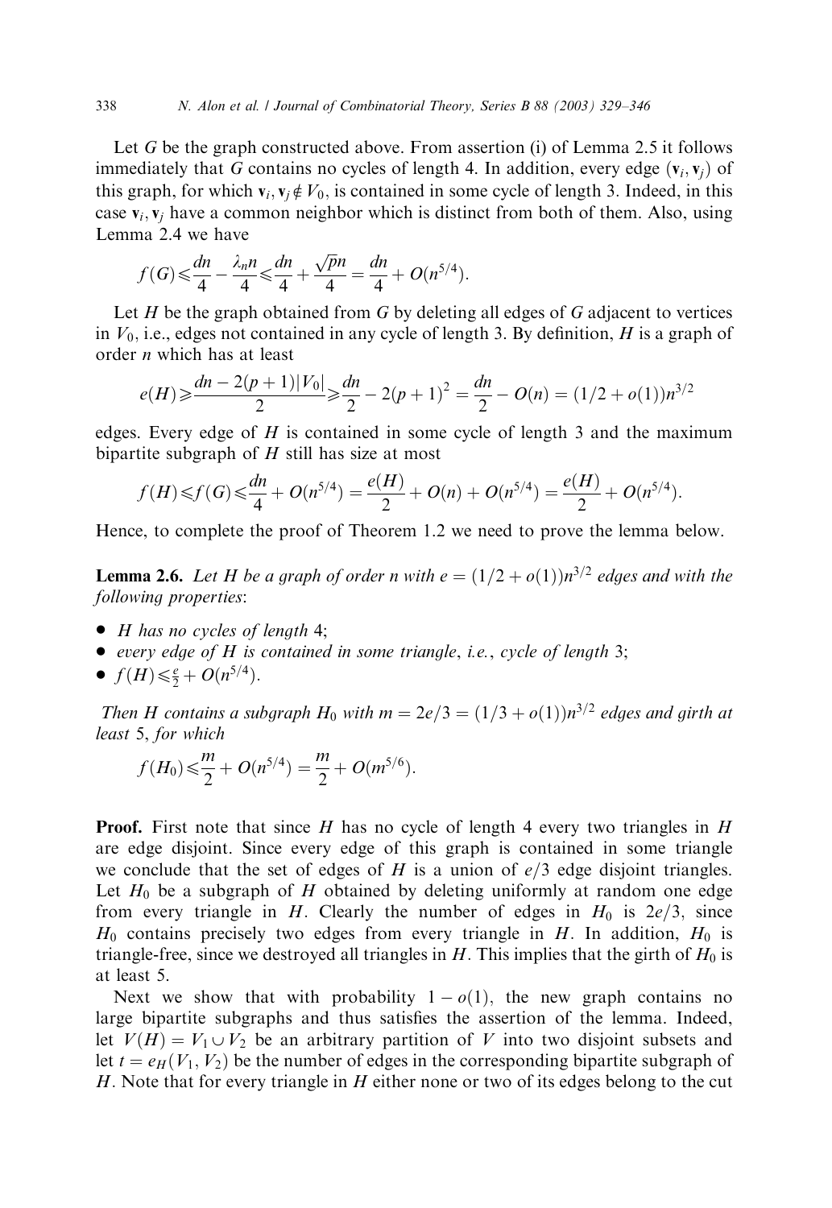Let $G$ be the graph constructed above. From assertion (i) of Lemma 2.5 it follows immediately that $G$ contains no cycles of length 4. In addition, every edge $(\mathbf{v}_i, \mathbf{v}_j)$ of this graph, for which $\mathbf{v}_i, \mathbf{v}_j \notin V_0$, is contained in some cycle of length 3. Indeed, in this case $\mathbf{v}_i, \mathbf{v}_j$ have a common neighbor which is distinct from both of them. Also, using Lemma 2.4 we have

$$f(G) \leqslant \frac{dn}{4} - \frac{\lambda_n n}{4} \leqslant \frac{dn}{4} + \frac{\sqrt{p}n}{4} = \frac{dn}{4} + O(n^{5/4}).$$

Let $H$ be the graph obtained from $G$ by deleting all edges of $G$ adjacent to vertices in $V_0$, i.e., edges not contained in any cycle of length 3. By definition, $H$ is a graph of order $n$ which has at least

$$e(H) \geqslant \frac{dn - 2(p+1)|V_0|}{2} \geqslant \frac{dn}{2} - 2(p+1)^2 = \frac{dn}{2} - O(n) = (1/2 + o(1))n^{3/2}$$

edges. Every edge of $H$ is contained in some cycle of length 3 and the maximum bipartite subgraph of $H$ still has size at most

$$f(H) \leqslant f(G) \leqslant \frac{dn}{4} + O(n^{5/4}) = \frac{e(H)}{2} + O(n) + O(n^{5/4}) = \frac{e(H)}{2} + O(n^{5/4}).$$

Hence, to complete the proof of Theorem 1.2 we need to prove the lemma below.

**Lemma 2.6.** *Let $H$ be a graph of order $n$ with $e = (1/2 + o(1))n^{3/2}$ edges and with the following properties*:

- *$H$ has no cycles of length* 4;
- *every edge of $H$ is contained in some triangle*, *i.e.*, *cycle of length* 3;
- $f(H) \leqslant \frac{e}{2} + O(n^{5/4})$.

*Then $H$ contains a subgraph $H_0$ with $m = 2e/3 = (1/3 + o(1))n^{3/2}$ edges and girth at least* 5, *for which*

$$f(H_0) \leqslant \frac{m}{2} + O(n^{5/4}) = \frac{m}{2} + O(m^{5/6}).$$

**Proof.** First note that since $H$ has no cycle of length 4 every two triangles in $H$ are edge disjoint. Since every edge of this graph is contained in some triangle we conclude that the set of edges of $H$ is a union of $e/3$ edge disjoint triangles. Let $H_0$ be a subgraph of $H$ obtained by deleting uniformly at random one edge from every triangle in $H$. Clearly the number of edges in $H_0$ is $2e/3$, since $H_0$ contains precisely two edges from every triangle in $H$. In addition, $H_0$ is triangle-free, since we destroyed all triangles in $H$. This implies that the girth of $H_0$ is at least 5.

Next we show that with probability $1 - o(1)$, the new graph contains no large bipartite subgraphs and thus satisfies the assertion of the lemma. Indeed, let $V(H) = V_1 \cup V_2$ be an arbitrary partition of $V$ into two disjoint subsets and let $t = e_H(V_1, V_2)$ be the number of edges in the corresponding bipartite subgraph of $H$. Note that for every triangle in $H$ either none or two of its edges belong to the cut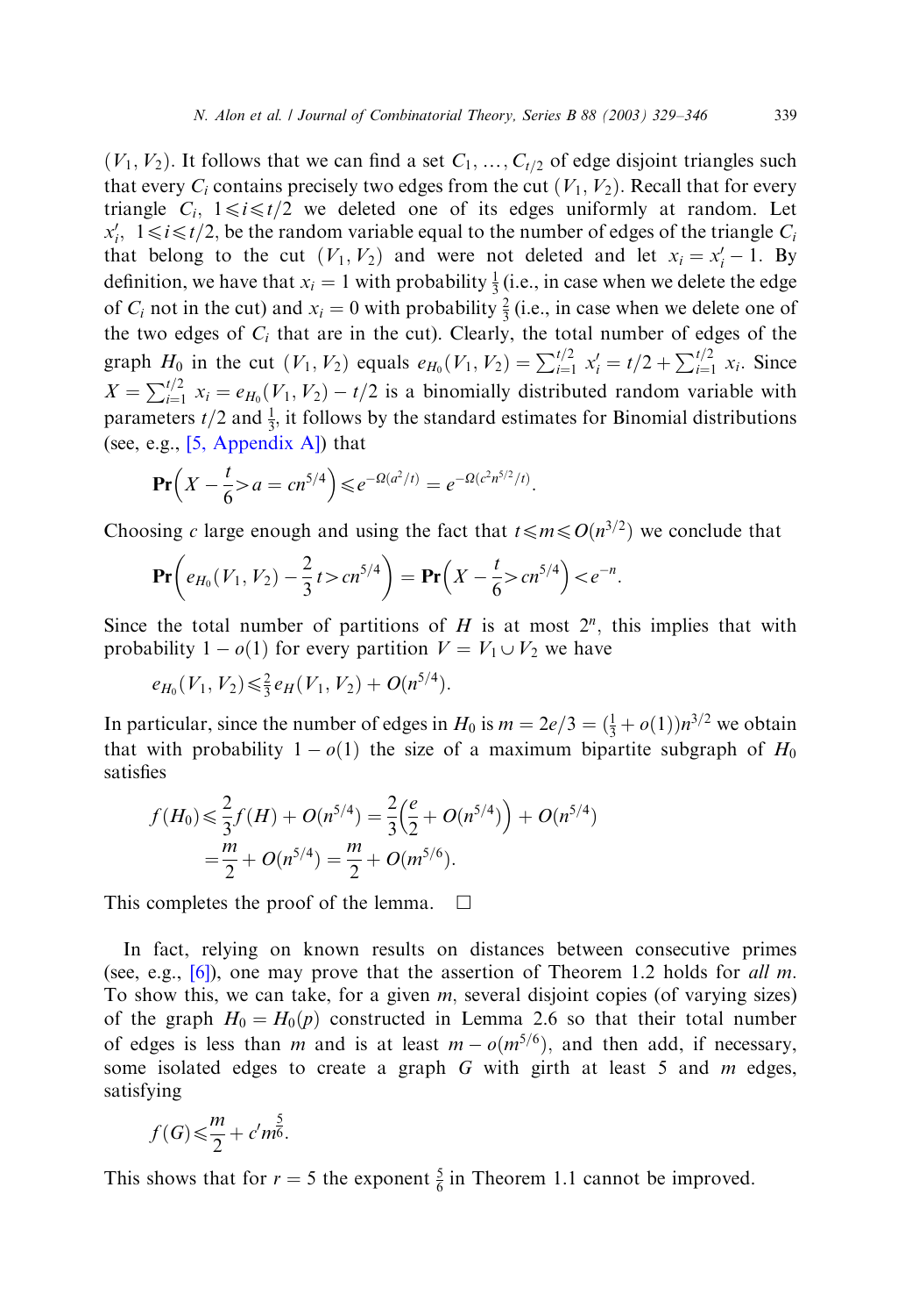$(V_1, V_2)$. It follows that we can find a set $C_1, \ldots, C_{t/2}$ of edge disjoint triangles such that every $C_i$ contains precisely two edges from the cut $(V_1, V_2)$. Recall that for every triangle $C_i$, $1 \leqslant i \leqslant t/2$ we deleted one of its edges uniformly at random. Let $x'_i$, $1 \leqslant i \leqslant t/2$, be the random variable equal to the number of edges of the triangle $C_i$ that belong to the cut $(V_1, V_2)$ and were not deleted and let $x_i = x'_i - 1$. By definition, we have that $x_i = 1$ with probability $\frac{1}{3}$ (i.e., in case when we delete the edge of $C_i$ not in the cut) and $x_i = 0$ with probability $\frac{2}{3}$ (i.e., in case when we delete one of the two edges of $C_i$ that are in the cut). Clearly, the total number of edges of the graph $H_0$ in the cut $(V_1, V_2)$ equals $e_{H_0}(V_1, V_2) = \sum_{i=1}^{t/2} x'_i = t/2 + \sum_{i=1}^{t/2} x_i$. Since $X = \sum_{i=1}^{t/2} x_i = e_{H_0}(V_1, V_2) - t/2$ is a binomially distributed random variable with parameters $t/2$ and $\frac{1}{3}$, it follows by the standard estimates for Binomial distributions (see, e.g., [5, Appendix A]) that

$$\mathbf{Pr}\left(X - \frac{t}{6} > a = cn^{5/4}\right) \leqslant e^{-\Omega(a^2/t)} = e^{-\Omega(c^2 n^{5/2}/t)}.$$

Choosing $c$ large enough and using the fact that $t \leqslant m \leqslant O(n^{3/2})$ we conclude that

$$\mathbf{Pr}\left(e_{H_0}(V_1, V_2) - \frac{2}{3}t > cn^{5/4}\right) = \mathbf{Pr}\left(X - \frac{t}{6} > cn^{5/4}\right) < e^{-n}.$$

Since the total number of partitions of $H$ is at most $2^n$, this implies that with probability $1 - o(1)$ for every partition $V = V_1 \cup V_2$ we have

$$e_{H_0}(V_1, V_2) \leqslant \tfrac{2}{3} e_H(V_1, V_2) + O(n^{5/4}).$$

In particular, since the number of edges in $H_0$ is $m = 2e/3 = (\frac{1}{3} + o(1))n^{3/2}$ we obtain that with probability $1 - o(1)$ the size of a maximum bipartite subgraph of $H_0$ satisfies

$$\begin{aligned} f(H_0) &\leqslant \frac{2}{3} f(H) + O(n^{5/4}) = \frac{2}{3}\left(\frac{e}{2} + O(n^{5/4})\right) + O(n^{5/4}) \\ &= \frac{m}{2} + O(n^{5/4}) = \frac{m}{2} + O(m^{5/6}). \end{aligned}$$

This completes the proof of the lemma. $\square$

In fact, relying on known results on distances between consecutive primes (see, e.g., [6]), one may prove that the assertion of Theorem 1.2 holds for *all* $m$. To show this, we can take, for a given $m$, several disjoint copies (of varying sizes) of the graph $H_0 = H_0(p)$ constructed in Lemma 2.6 so that their total number of edges is less than $m$ and is at least $m - o(m^{5/6})$, and then add, if necessary, some isolated edges to create a graph $G$ with girth at least 5 and $m$ edges, satisfying

$$f(G) \leqslant \frac{m}{2} + c' m^{\frac{5}{6}}.$$

This shows that for $r = 5$ the exponent $\frac{5}{6}$ in Theorem 1.1 cannot be improved.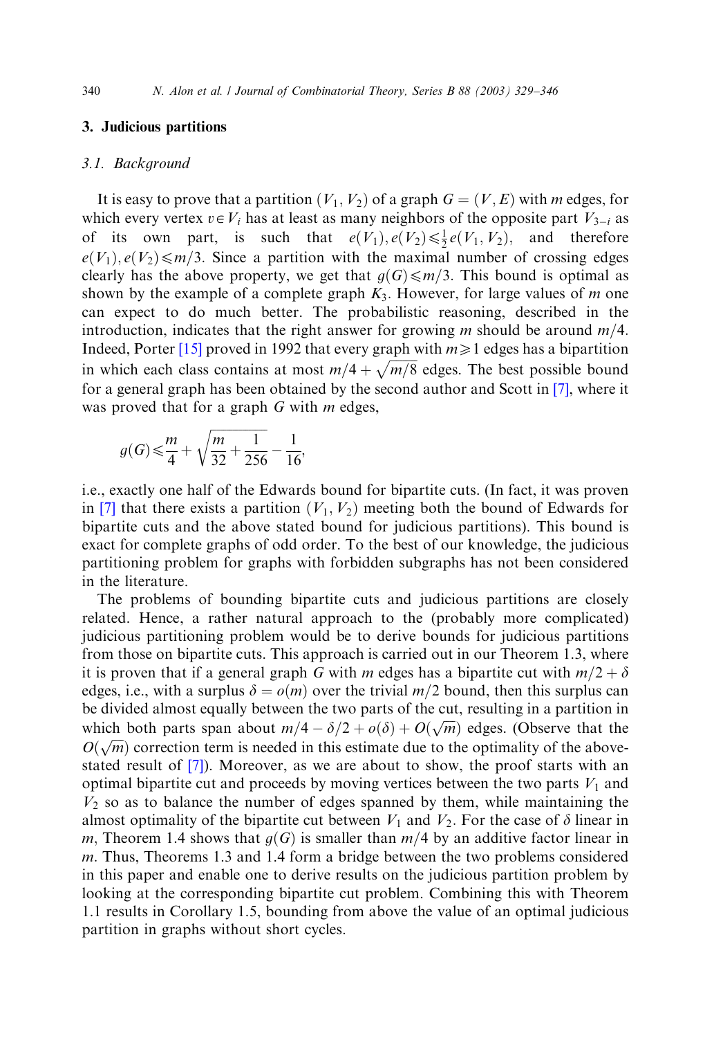## 3. Judicious partitions

### 3.1. Background

It is easy to prove that a partition $(V_1, V_2)$ of a graph $G = (V, E)$ with $m$ edges, for which every vertex $v \in V_i$ has at least as many neighbors of the opposite part $V_{3-i}$ as of its own part, is such that $e(V_1), e(V_2) \leqslant \frac{1}{2} e(V_1, V_2)$, and therefore $e(V_1), e(V_2) \leqslant m/3$. Since a partition with the maximal number of crossing edges clearly has the above property, we get that $g(G) \leqslant m/3$. This bound is optimal as shown by the example of a complete graph $K_3$. However, for large values of $m$ one can expect to do much better. The probabilistic reasoning, described in the introduction, indicates that the right answer for growing $m$ should be around $m/4$. Indeed, Porter [15] proved in 1992 that every graph with $m \geqslant 1$ edges has a bipartition in which each class contains at most $m/4 + \sqrt{m/8}$ edges. The best possible bound for a general graph has been obtained by the second author and Scott in [7], where it was proved that for a graph $G$ with $m$ edges,

$$g(G) \leqslant \frac{m}{4} + \sqrt{\frac{m}{32} + \frac{1}{256}} - \frac{1}{16},$$

i.e., exactly one half of the Edwards bound for bipartite cuts. (In fact, it was proven in [7] that there exists a partition $(V_1, V_2)$ meeting both the bound of Edwards for bipartite cuts and the above stated bound for judicious partitions). This bound is exact for complete graphs of odd order. To the best of our knowledge, the judicious partitioning problem for graphs with forbidden subgraphs has not been considered in the literature.

The problems of bounding bipartite cuts and judicious partitions are closely related. Hence, a rather natural approach to the (probably more complicated) judicious partitioning problem would be to derive bounds for judicious partitions from those on bipartite cuts. This approach is carried out in our Theorem 1.3, where it is proven that if a general graph $G$ with $m$ edges has a bipartite cut with $m/2 + \delta$ edges, i.e., with a surplus $\delta = o(m)$ over the trivial $m/2$ bound, then this surplus can be divided almost equally between the two parts of the cut, resulting in a partition in which both parts span about $m/4 - \delta/2 + o(\delta) + O(\sqrt{m})$ edges. (Observe that the $O(\sqrt{m})$ correction term is needed in this estimate due to the optimality of the above-stated result of [7]). Moreover, as we are about to show, the proof starts with an optimal bipartite cut and proceeds by moving vertices between the two parts $V_1$ and $V_2$ so as to balance the number of edges spanned by them, while maintaining the almost optimality of the bipartite cut between $V_1$ and $V_2$. For the case of $\delta$ linear in $m$, Theorem 1.4 shows that $g(G)$ is smaller than $m/4$ by an additive factor linear in $m$. Thus, Theorems 1.3 and 1.4 form a bridge between the two problems considered in this paper and enable one to derive results on the judicious partition problem by looking at the corresponding bipartite cut problem. Combining this with Theorem 1.1 results in Corollary 1.5, bounding from above the value of an optimal judicious partition in graphs without short cycles.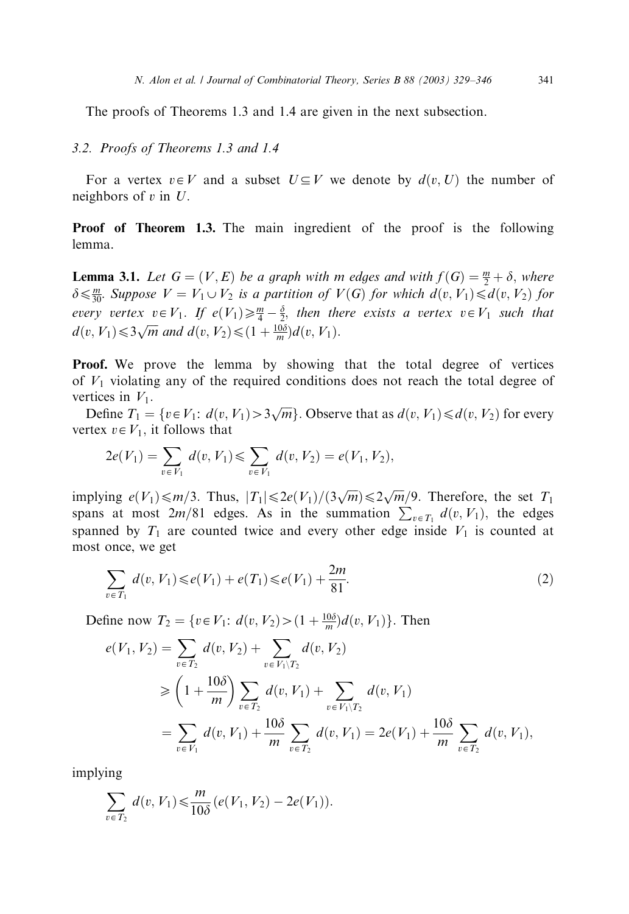The proofs of Theorems 1.3 and 1.4 are given in the next subsection.

### 3.2. Proofs of Theorems 1.3 and 1.4

For a vertex $v \in V$ and a subset $U \subseteq V$ we denote by $d(v, U)$ the number of neighbors of $v$ in $U$.

**Proof of Theorem 1.3.** The main ingredient of the proof is the following lemma.

**Lemma 3.1.** *Let $G = (V, E)$ be a graph with $m$ edges and with $f(G) = \frac{m}{2} + \delta$, where $\delta \leqslant \frac{m}{30}$. Suppose $V = V_1 \cup V_2$ is a partition of $V(G)$ for which $d(v, V_1) \leqslant d(v, V_2)$ for every vertex $v \in V_1$. If $e(V_1) \geqslant \frac{m}{4} - \frac{\delta}{2}$, then there exists a vertex $v \in V_1$ such that $d(v, V_1) \leqslant 3\sqrt{m}$ and $d(v, V_2) \leqslant (1 + \frac{10\delta}{m}) d(v, V_1)$.*

**Proof.** We prove the lemma by showing that the total degree of vertices of $V_1$ violating any of the required conditions does not reach the total degree of vertices in $V_1$.

Define $T_1 = \{v \in V_1 \colon d(v, V_1) > 3\sqrt{m}\}$. Observe that as $d(v, V_1) \leqslant d(v, V_2)$ for every vertex $v \in V_1$, it follows that

$$2e(V_1) = \sum_{v \in V_1} d(v, V_1) \leqslant \sum_{v \in V_1} d(v, V_2) = e(V_1, V_2),$$

implying $e(V_1) \leqslant m/3$. Thus, $|T_1| \leqslant 2e(V_1)/(3\sqrt{m}) \leqslant 2\sqrt{m}/9$. Therefore, the set $T_1$ spans at most $2m/81$ edges. As in the summation $\sum_{v \in T_1} d(v, V_1)$, the edges spanned by $T_1$ are counted twice and every other edge inside $V_1$ is counted at most once, we get

$$\sum_{v \in T_1} d(v, V_1) \leqslant e(V_1) + e(T_1) \leqslant e(V_1) + \frac{2m}{81}. \tag{2}$$

Define now $T_2 = \{v \in V_1 \colon d(v, V_2) > (1 + \frac{10\delta}{m}) d(v, V_1)\}$. Then

$$\begin{aligned} e(V_1, V_2) &= \sum_{v \in T_2} d(v, V_2) + \sum_{v \in V_1 \setminus T_2} d(v, V_2) \\ &\geqslant \left(1 + \frac{10\delta}{m}\right) \sum_{v \in T_2} d(v, V_1) + \sum_{v \in V_1 \setminus T_2} d(v, V_1) \\ &= \sum_{v \in V_1} d(v, V_1) + \frac{10\delta}{m} \sum_{v \in T_2} d(v, V_1) = 2e(V_1) + \frac{10\delta}{m} \sum_{v \in T_2} d(v, V_1), \end{aligned}$$

implying

$$\sum_{v \in T_2} d(v, V_1) \leqslant \frac{m}{10\delta} (e(V_1, V_2) - 2e(V_1)).$$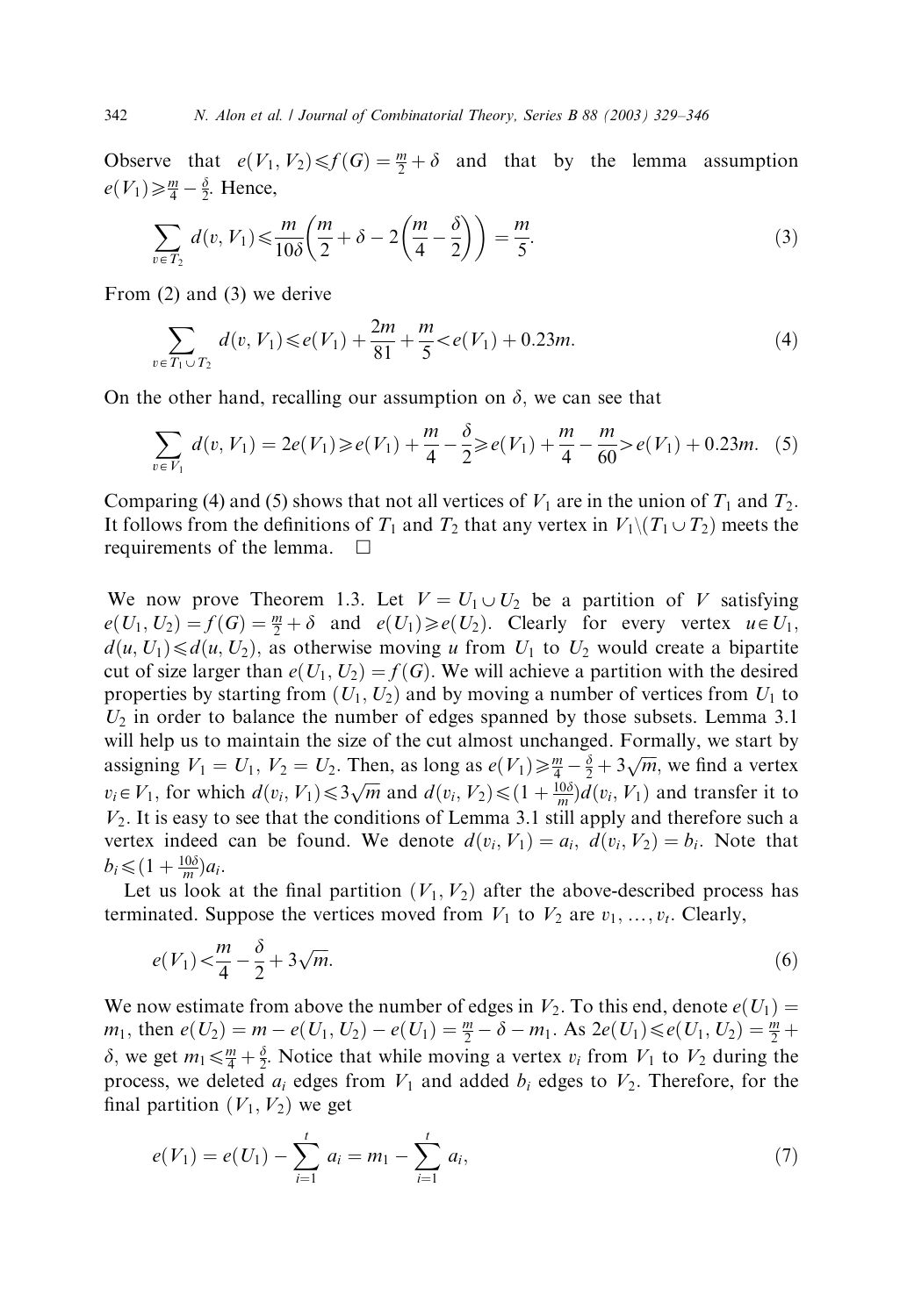Observe that $e(V_1, V_2) \leqslant f(G) = \frac{m}{2} + \delta$ and that by the lemma assumption $e(V_1) \geqslant \frac{m}{4} - \frac{\delta}{2}$. Hence,

$$\sum_{v \in T_2} d(v, V_1) \leqslant \frac{m}{10\delta}\left(\frac{m}{2} + \delta - 2\left(\frac{m}{4} - \frac{\delta}{2}\right)\right) = \frac{m}{5}. \tag{3}$$

From (2) and (3) we derive

$$\sum_{v \in T_1 \cup T_2} d(v, V_1) \leqslant e(V_1) + \frac{2m}{81} + \frac{m}{5} < e(V_1) + 0.23m. \tag{4}$$

On the other hand, recalling our assumption on $\delta$, we can see that

$$\sum_{v \in V_1} d(v, V_1) = 2e(V_1) \geqslant e(V_1) + \frac{m}{4} - \frac{\delta}{2} \geqslant e(V_1) + \frac{m}{4} - \frac{m}{60} > e(V_1) + 0.23m. \tag{5}$$

Comparing (4) and (5) shows that not all vertices of $V_1$ are in the union of $T_1$ and $T_2$. It follows from the definitions of $T_1$ and $T_2$ that any vertex in $V_1 \backslash (T_1 \cup T_2)$ meets the requirements of the lemma. $\square$

We now prove Theorem 1.3. Let $V = U_1 \cup U_2$ be a partition of $V$ satisfying $e(U_1, U_2) = f(G) = \frac{m}{2} + \delta$ and $e(U_1) \geqslant e(U_2)$. Clearly for every vertex $u \in U_1$, $d(u, U_1) \leqslant d(u, U_2)$, as otherwise moving $u$ from $U_1$ to $U_2$ would create a bipartite cut of size larger than $e(U_1, U_2) = f(G)$. We will achieve a partition with the desired properties by starting from $(U_1, U_2)$ and by moving a number of vertices from $U_1$ to $U_2$ in order to balance the number of edges spanned by those subsets. Lemma 3.1 will help us to maintain the size of the cut almost unchanged. Formally, we start by assigning $V_1 = U_1$, $V_2 = U_2$. Then, as long as $e(V_1) \geqslant \frac{m}{4} - \frac{\delta}{2} + 3\sqrt{m}$, we find a vertex $v_i \in V_1$, for which $d(v_i, V_1) \leqslant 3\sqrt{m}$ and $d(v_i, V_2) \leqslant (1 + \frac{10\delta}{m}) d(v_i, V_1)$ and transfer it to $V_2$. It is easy to see that the conditions of Lemma 3.1 still apply and therefore such a vertex indeed can be found. We denote $d(v_i, V_1) = a_i$, $d(v_i, V_2) = b_i$. Note that $b_i \leqslant (1 + \frac{10\delta}{m}) a_i$.

Let us look at the final partition $(V_1, V_2)$ after the above-described process has terminated. Suppose the vertices moved from $V_1$ to $V_2$ are $v_1, \ldots, v_t$. Clearly,

$$e(V_1) < \frac{m}{4} - \frac{\delta}{2} + 3\sqrt{m}. \tag{6}$$

We now estimate from above the number of edges in $V_2$. To this end, denote $e(U_1) = m_1$, then $e(U_2) = m - e(U_1, U_2) - e(U_1) = \frac{m}{2} - \delta - m_1$. As $2e(U_1) \leqslant e(U_1, U_2) = \frac{m}{2} + \delta$, we get $m_1 \leqslant \frac{m}{4} + \frac{\delta}{2}$. Notice that while moving a vertex $v_i$ from $V_1$ to $V_2$ during the process, we deleted $a_i$ edges from $V_1$ and added $b_i$ edges to $V_2$. Therefore, for the final partition $(V_1, V_2)$ we get

$$e(V_1) = e(U_1) - \sum_{i=1}^{t} a_i = m_1 - \sum_{i=1}^{t} a_i, \tag{7}$$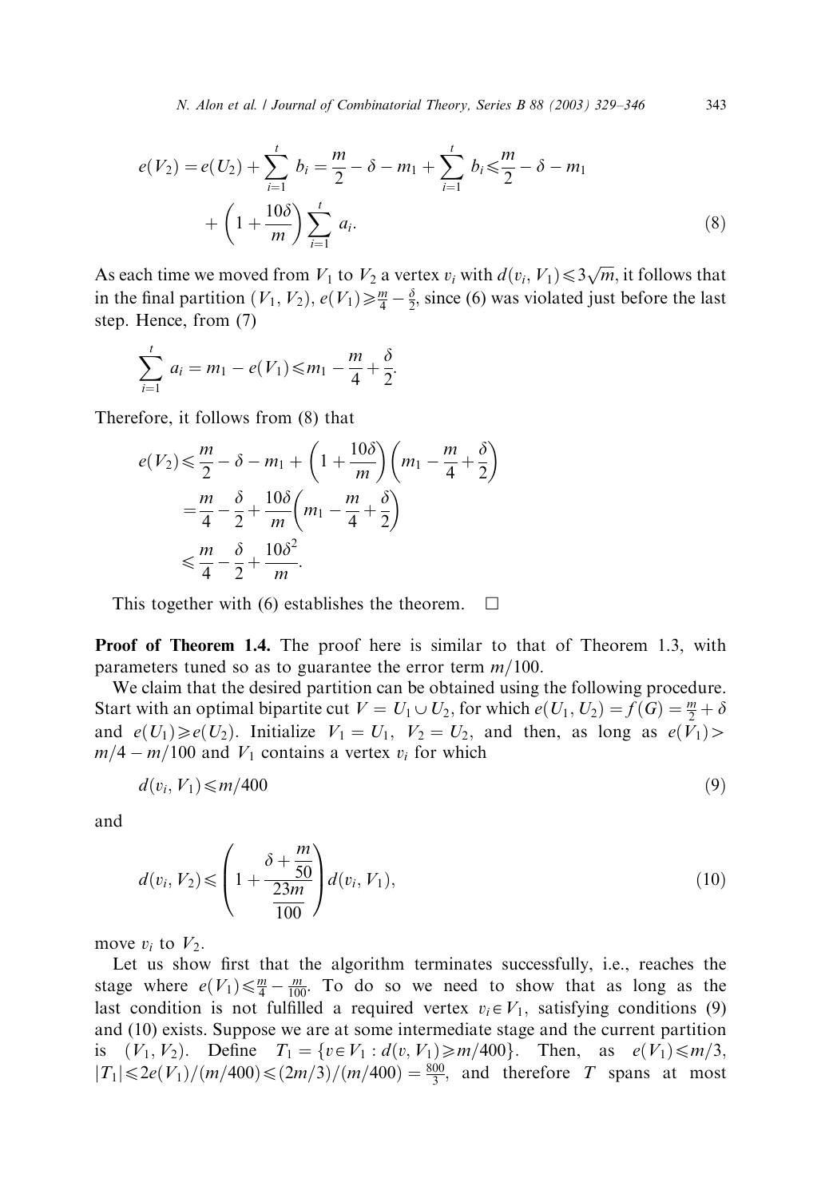$$e(V_2) = e(U_2) + \sum_{i=1}^{t} b_i = \frac{m}{2} - \delta - m_1 + \sum_{i=1}^{t} b_i \leqslant \frac{m}{2} - \delta - m_1 + \left(1 + \frac{10\delta}{m}\right) \sum_{i=1}^{t} a_i. \tag{8}$$

As each time we moved from $V_1$ to $V_2$ a vertex $v_i$ with $d(v_i, V_1) \leqslant 3\sqrt{m}$, it follows that in the final partition $(V_1, V_2)$, $e(V_1) \geqslant \frac{m}{4} - \frac{\delta}{2}$, since (6) was violated just before the last step. Hence, from (7)

$$\sum_{i=1}^{t} a_i = m_1 - e(V_1) \leqslant m_1 - \frac{m}{4} + \frac{\delta}{2}.$$

Therefore, it follows from (8) that

$$\begin{aligned} e(V_2) &\leqslant \frac{m}{2} - \delta - m_1 + \left(1 + \frac{10\delta}{m}\right)\left(m_1 - \frac{m}{4} + \frac{\delta}{2}\right) \\ &= \frac{m}{4} - \frac{\delta}{2} + \frac{10\delta}{m}\left(m_1 - \frac{m}{4} + \frac{\delta}{2}\right) \\ &\leqslant \frac{m}{4} - \frac{\delta}{2} + \frac{10\delta^2}{m}. \end{aligned}$$

This together with (6) establishes the theorem. □

**Proof of Theorem 1.4.** The proof here is similar to that of Theorem 1.3, with parameters tuned so as to guarantee the error term $m/100$.

We claim that the desired partition can be obtained using the following procedure. Start with an optimal bipartite cut $V = U_1 \cup U_2$, for which $e(U_1, U_2) = f(G) = \frac{m}{2} + \delta$ and $e(U_1) \geqslant e(U_2)$. Initialize $V_1 = U_1$, $V_2 = U_2$, and then, as long as $e(V_1) > m/4 - m/100$ and $V_1$ contains a vertex $v_i$ for which

$$d(v_i, V_1) \leqslant m/400 \tag{9}$$

and

$$d(v_i, V_2) \leqslant \left(1 + \frac{\delta + \frac{m}{50}}{\frac{23m}{100}}\right) d(v_i, V_1), \tag{10}$$

move $v_i$ to $V_2$.

Let us show first that the algorithm terminates successfully, i.e., reaches the stage where $e(V_1) \leqslant \frac{m}{4} - \frac{m}{100}$. To do so we need to show that as long as the last condition is not fulfilled a required vertex $v_i \in V_1$, satisfying conditions (9) and (10) exists. Suppose we are at some intermediate stage and the current partition is $(V_1, V_2)$. Define $T_1 = \{v \in V_1 : d(v, V_1) \geqslant m/400\}$. Then, as $e(V_1) \leqslant m/3$, $|T_1| \leqslant 2e(V_1)/(m/400) \leqslant (2m/3)/(m/400) = \frac{800}{3}$, and therefore $T$ spans at most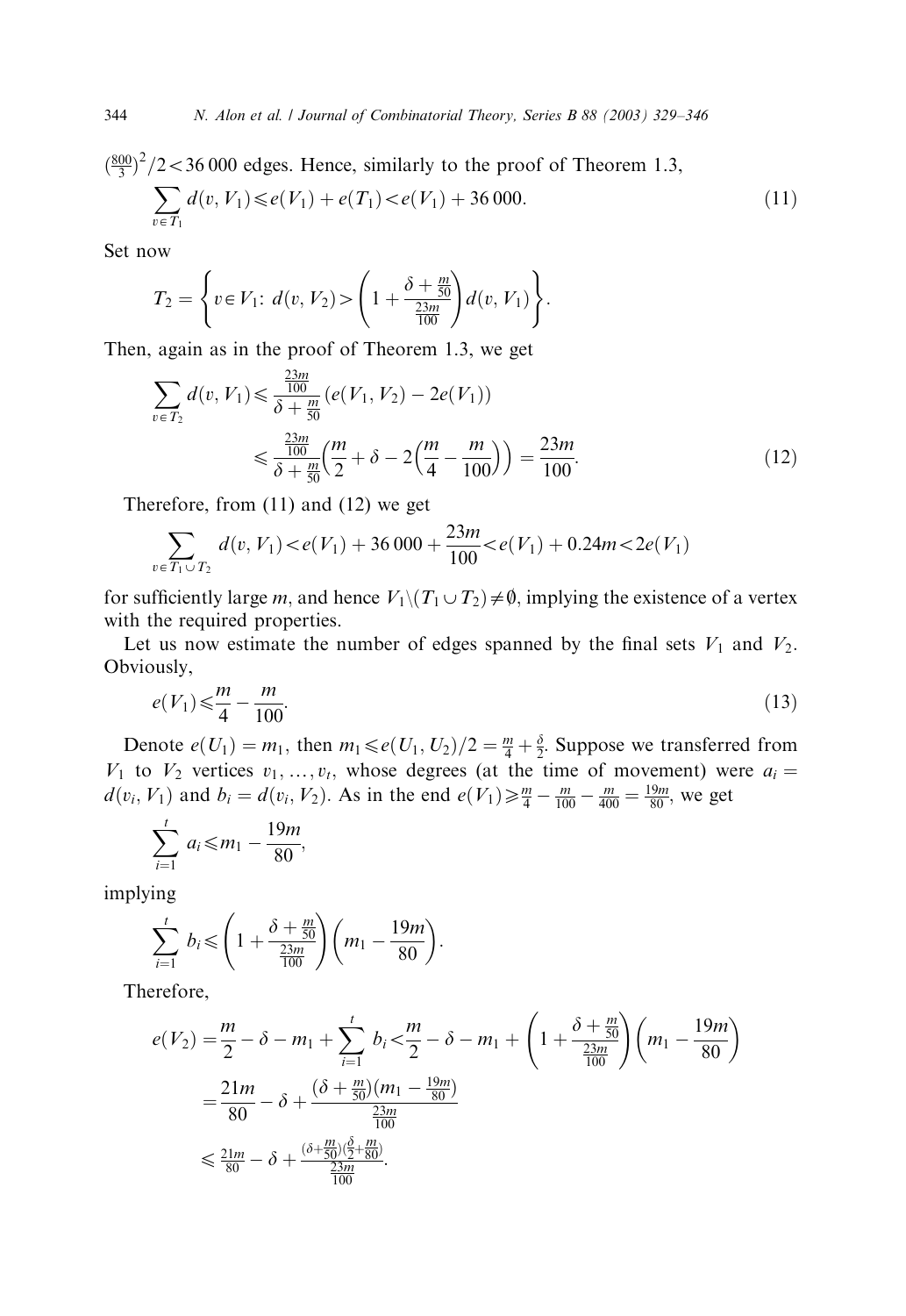$(\frac{800}{3})^2/2 < 36\,000$ edges. Hence, similarly to the proof of Theorem 1.3,

$$\sum_{v \in T_1} d(v, V_1) \leqslant e(V_1) + e(T_1) < e(V_1) + 36\,000. \tag{11}$$

Set now

$$T_2 = \left\{ v \in V_1 \colon d(v, V_2) > \left(1 + \frac{\delta + \frac{m}{50}}{\frac{23m}{100}}\right) d(v, V_1) \right\}.$$

Then, again as in the proof of Theorem 1.3, we get

$$\begin{aligned}\sum_{v \in T_2} d(v, V_1) &\leqslant \frac{\frac{23m}{100}}{\delta + \frac{m}{50}} (e(V_1, V_2) - 2e(V_1)) \\ &\leqslant \frac{\frac{23m}{100}}{\delta + \frac{m}{50}} \Big(\frac{m}{2} + \delta - 2\Big(\frac{m}{4} - \frac{m}{100}\Big)\Big) = \frac{23m}{100}.\end{aligned} \tag{12}$$

Therefore, from (11) and (12) we get

$$\sum_{v \in T_1 \cup T_2} d(v, V_1) < e(V_1) + 36\,000 + \frac{23m}{100} < e(V_1) + 0.24m < 2e(V_1)$$

for sufficiently large $m$, and hence $V_1 \backslash (T_1 \cup T_2) \neq \emptyset$, implying the existence of a vertex with the required properties.

Let us now estimate the number of edges spanned by the final sets $V_1$ and $V_2$. Obviously,

$$e(V_1) \leqslant \frac{m}{4} - \frac{m}{100}. \tag{13}$$

Denote $e(U_1) = m_1$, then $m_1 \leqslant e(U_1, U_2)/2 = \frac{m}{4} + \frac{\delta}{2}$. Suppose we transferred from $V_1$ to $V_2$ vertices $v_1, \ldots, v_t$, whose degrees (at the time of movement) were $a_i = d(v_i, V_1)$ and $b_i = d(v_i, V_2)$. As in the end $e(V_1) \geqslant \frac{m}{4} - \frac{m}{100} - \frac{m}{400} = \frac{19m}{80}$, we get

$$\sum_{i=1}^{t} a_i \leqslant m_1 - \frac{19m}{80},$$

implying

$$\sum_{i=1}^{t} b_i \leqslant \left(1 + \frac{\delta + \frac{m}{50}}{\frac{23m}{100}}\right)\left(m_1 - \frac{19m}{80}\right).$$

Therefore,

$$\begin{aligned} e(V_2) &= \frac{m}{2} - \delta - m_1 + \sum_{i=1}^{t} b_i < \frac{m}{2} - \delta - m_1 + \left(1 + \frac{\delta + \frac{m}{50}}{\frac{23m}{100}}\right)\left(m_1 - \frac{19m}{80}\right) \\ &= \frac{21m}{80} - \delta + \frac{(\delta + \frac{m}{50})(m_1 - \frac{19m}{80})}{\frac{23m}{100}} \\ &\leqslant \frac{21m}{80} - \delta + \frac{(\delta + \frac{m}{50})(\frac{\delta}{2} + \frac{m}{80})}{\frac{23m}{100}}. \end{aligned}$$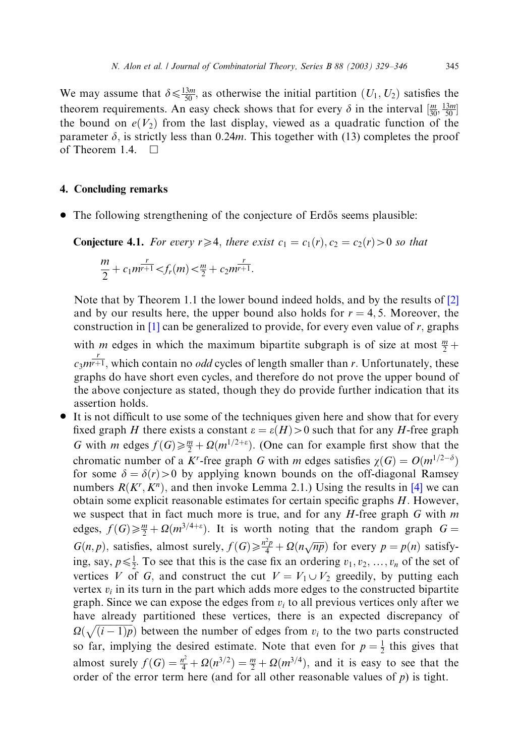We may assume that $\delta \leqslant \frac{13m}{50}$, as otherwise the initial partition $(U_1, U_2)$ satisfies the theorem requirements. An easy check shows that for every $\delta$ in the interval $[\frac{m}{30}, \frac{13m}{50}]$ the bound on $e(V_2)$ from the last display, viewed as a quadratic function of the parameter $\delta$, is strictly less than $0.24m$. This together with (13) completes the proof of Theorem 1.4. $\square$

## 4. Concluding remarks

- The following strengthening of the conjecture of Erdős seems plausible:

  **Conjecture 4.1.** *For every $r \geqslant 4$, there exist $c_1 = c_1(r), c_2 = c_2(r) > 0$ so that*

  $$\frac{m}{2} + c_1 m^{\frac{r}{r+1}} < f_r(m) < \frac{m}{2} + c_2 m^{\frac{r}{r+1}}.$$

  Note that by Theorem 1.1 the lower bound indeed holds, and by the results of [2] and by our results here, the upper bound also holds for $r = 4, 5$. Moreover, the construction in [1] can be generalized to provide, for every even value of $r$, graphs with $m$ edges in which the maximum bipartite subgraph is of size at most $\frac{m}{2} + c_3 m^{\frac{r}{r+1}}$, which contain no *odd* cycles of length smaller than $r$. Unfortunately, these graphs do have short even cycles, and therefore do not prove the upper bound of the above conjecture as stated, though they do provide further indication that its assertion holds.

- It is not difficult to use some of the techniques given here and show that for every fixed graph $H$ there exists a constant $\varepsilon = \varepsilon(H) > 0$ such that for any $H$-free graph $G$ with $m$ edges $f(G) \geqslant \frac{m}{2} + \Omega(m^{1/2+\varepsilon})$. (One can for example first show that the chromatic number of a $K^r$-free graph $G$ with $m$ edges satisfies $\chi(G) = O(m^{1/2-\delta})$ for some $\delta = \delta(r) > 0$ by applying known bounds on the off-diagonal Ramsey numbers $R(K^r, K^n)$, and then invoke Lemma 2.1.) Using the results in [4] we can obtain some explicit reasonable estimates for certain specific graphs $H$. However, we suspect that in fact much more is true, and for any $H$-free graph $G$ with $m$ edges, $f(G) \geqslant \frac{m}{2} + \Omega(m^{3/4+\varepsilon})$. It is worth noting that the random graph $G = G(n,p)$, satisfies, almost surely, $f(G) \geqslant \frac{n^2 p}{4} + \Omega(n\sqrt{np})$ for every $p = p(n)$ satisfying, say, $p \leqslant \frac{1}{2}$. To see that this is the case fix an ordering $v_1, v_2, \ldots, v_n$ of the set of vertices $V$ of $G$, and construct the cut $V = V_1 \cup V_2$ greedily, by putting each vertex $v_i$ in its turn in the part which adds more edges to the constructed bipartite graph. Since we can expose the edges from $v_i$ to all previous vertices only after we have already partitioned these vertices, there is an expected discrepancy of $\Omega(\sqrt{(i-1)p})$ between the number of edges from $v_i$ to the two parts constructed so far, implying the desired estimate. Note that even for $p = \frac{1}{2}$ this gives that almost surely $f(G) = \frac{n^2}{4} + \Omega(n^{3/2}) = \frac{m}{2} + \Omega(m^{3/4})$, and it is easy to see that the order of the error term here (and for all other reasonable values of $p$) is tight.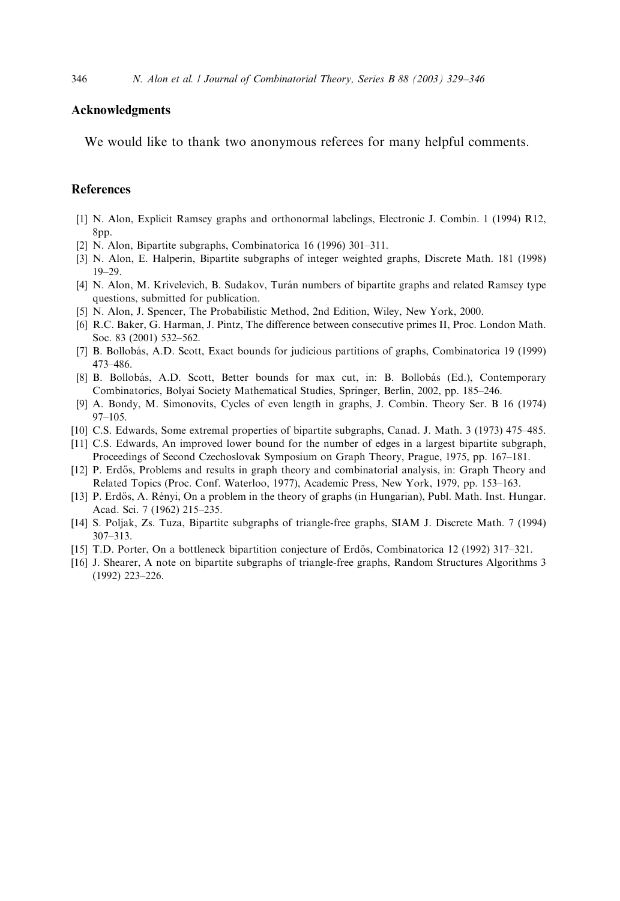## Acknowledgments

We would like to thank two anonymous referees for many helpful comments.

## References

[1] N. Alon, Explicit Ramsey graphs and orthonormal labelings, Electronic J. Combin. 1 (1994) R12, 8pp.

[2] N. Alon, Bipartite subgraphs, Combinatorica 16 (1996) 301–311.

[3] N. Alon, E. Halperin, Bipartite subgraphs of integer weighted graphs, Discrete Math. 181 (1998) 19–29.

[4] N. Alon, M. Krivelevich, B. Sudakov, Turán numbers of bipartite graphs and related Ramsey type questions, submitted for publication.

[5] N. Alon, J. Spencer, The Probabilistic Method, 2nd Edition, Wiley, New York, 2000.

[6] R.C. Baker, G. Harman, J. Pintz, The difference between consecutive primes II, Proc. London Math. Soc. 83 (2001) 532–562.

[7] B. Bollobás, A.D. Scott, Exact bounds for judicious partitions of graphs, Combinatorica 19 (1999) 473–486.

[8] B. Bollobás, A.D. Scott, Better bounds for max cut, in: B. Bollobás (Ed.), Contemporary Combinatorics, Bolyai Society Mathematical Studies, Springer, Berlin, 2002, pp. 185–246.

[9] A. Bondy, M. Simonovits, Cycles of even length in graphs, J. Combin. Theory Ser. B 16 (1974) 97–105.

[10] C.S. Edwards, Some extremal properties of bipartite subgraphs, Canad. J. Math. 3 (1973) 475–485.

[11] C.S. Edwards, An improved lower bound for the number of edges in a largest bipartite subgraph, Proceedings of Second Czechoslovak Symposium on Graph Theory, Prague, 1975, pp. 167–181.

[12] P. Erdős, Problems and results in graph theory and combinatorial analysis, in: Graph Theory and Related Topics (Proc. Conf. Waterloo, 1977), Academic Press, New York, 1979, pp. 153–163.

[13] P. Erdős, A. Rényi, On a problem in the theory of graphs (in Hungarian), Publ. Math. Inst. Hungar. Acad. Sci. 7 (1962) 215–235.

[14] S. Poljak, Zs. Tuza, Bipartite subgraphs of triangle-free graphs, SIAM J. Discrete Math. 7 (1994) 307–313.

[15] T.D. Porter, On a bottleneck bipartition conjecture of Erdős, Combinatorica 12 (1992) 317–321.

[16] J. Shearer, A note on bipartite subgraphs of triangle-free graphs, Random Structures Algorithms 3 (1992) 223–226.